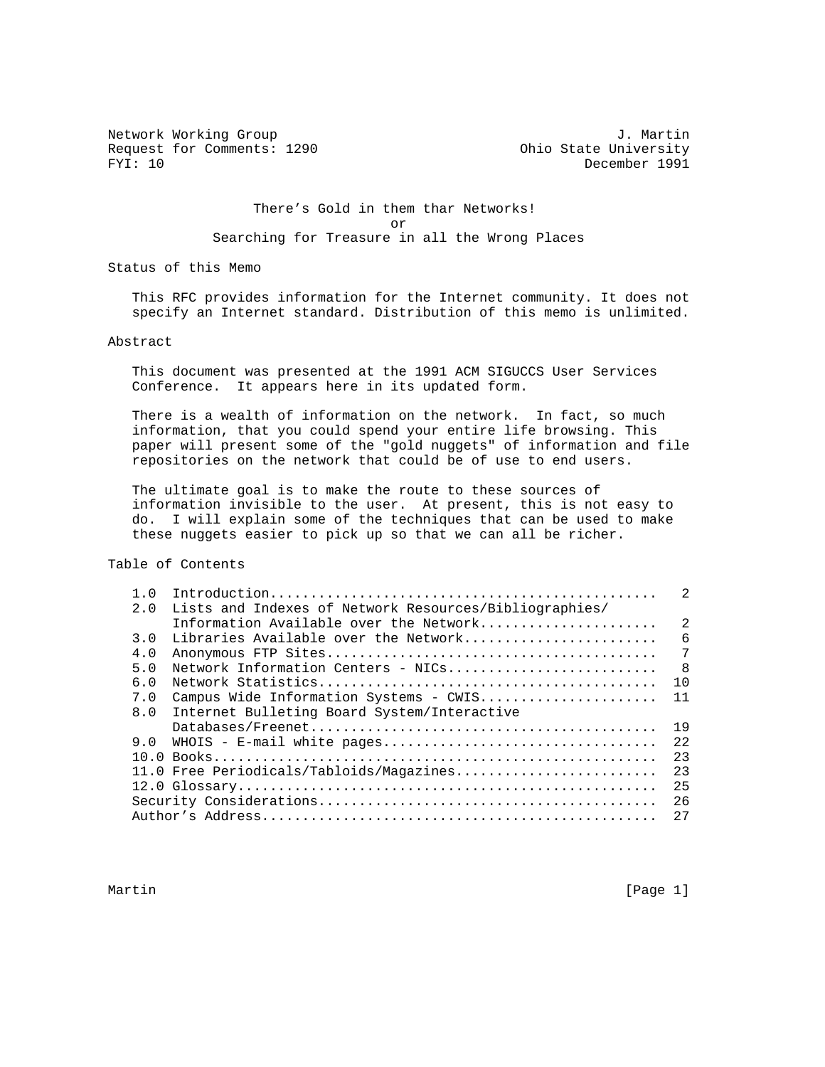Network Working Group — J. Martin
Request for Comments: 1290 — Ohio State University
FYI: 10 — December 1991

# There's Gold in them thar Networks!
or
# Searching for Treasure in all the Wrong Places

## Status of this Memo

This RFC provides information for the Internet community. It does not specify an Internet standard. Distribution of this memo is unlimited.

## Abstract

This document was presented at the 1991 ACM SIGUCCS User Services Conference. It appears here in its updated form.

There is a wealth of information on the network. In fact, so much information, that you could spend your entire life browsing. This paper will present some of the "gold nuggets" of information and file repositories on the network that could be of use to end users.

The ultimate goal is to make the route to these sources of information invisible to the user. At present, this is not easy to do. I will explain some of the techniques that can be used to make these nuggets easier to pick up so that we can all be richer.

## Table of Contents

| Section | Title | Page |
|---|---|---|
| 1.0 | Introduction | 2 |
| 2.0 | Lists and Indexes of Network Resources/Bibliographies/ Information Available over the Network | 2 |
| 3.0 | Libraries Available over the Network | 6 |
| 4.0 | Anonymous FTP Sites | 7 |
| 5.0 | Network Information Centers - NICs | 8 |
| 6.0 | Network Statistics | 10 |
| 7.0 | Campus Wide Information Systems - CWIS | 11 |
| 8.0 | Internet Bulleting Board System/Interactive Databases/Freenet | 19 |
| 9.0 | WHOIS - E-mail white pages | 22 |
| 10.0 | Books | 23 |
| 11.0 | Free Periodicals/Tabloids/Magazines | 23 |
| 12.0 | Glossary | 25 |
| | Security Considerations | 26 |
| | Author's Address | 27 |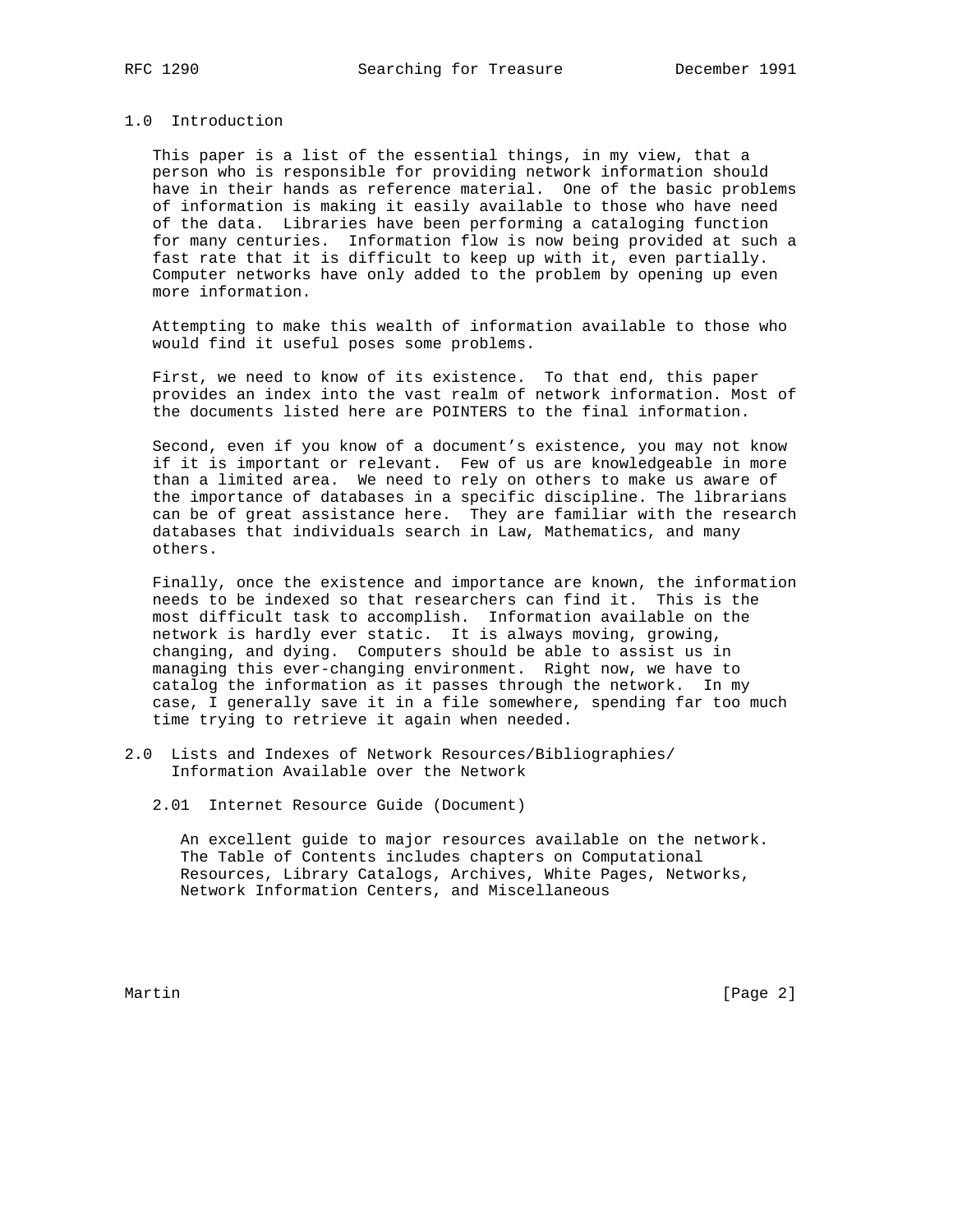## 1.0 Introduction

This paper is a list of the essential things, in my view, that a person who is responsible for providing network information should have in their hands as reference material. One of the basic problems of information is making it easily available to those who have need of the data. Libraries have been performing a cataloging function for many centuries. Information flow is now being provided at such a fast rate that it is difficult to keep up with it, even partially. Computer networks have only added to the problem by opening up even more information.

Attempting to make this wealth of information available to those who would find it useful poses some problems.

First, we need to know of its existence. To that end, this paper provides an index into the vast realm of network information. Most of the documents listed here are POINTERS to the final information.

Second, even if you know of a document’s existence, you may not know if it is important or relevant. Few of us are knowledgeable in more than a limited area. We need to rely on others to make us aware of the importance of databases in a specific discipline. The librarians can be of great assistance here. They are familiar with the research databases that individuals search in Law, Mathematics, and many others.

Finally, once the existence and importance are known, the information needs to be indexed so that researchers can find it. This is the most difficult task to accomplish. Information available on the network is hardly ever static. It is always moving, growing, changing, and dying. Computers should be able to assist us in managing this ever-changing environment. Right now, we have to catalog the information as it passes through the network. In my case, I generally save it in a file somewhere, spending far too much time trying to retrieve it again when needed.

## 2.0 Lists and Indexes of Network Resources/Bibliographies/ Information Available over the Network

### 2.01 Internet Resource Guide (Document)

An excellent guide to major resources available on the network. The Table of Contents includes chapters on Computational Resources, Library Catalogs, Archives, White Pages, Networks, Network Information Centers, and Miscellaneous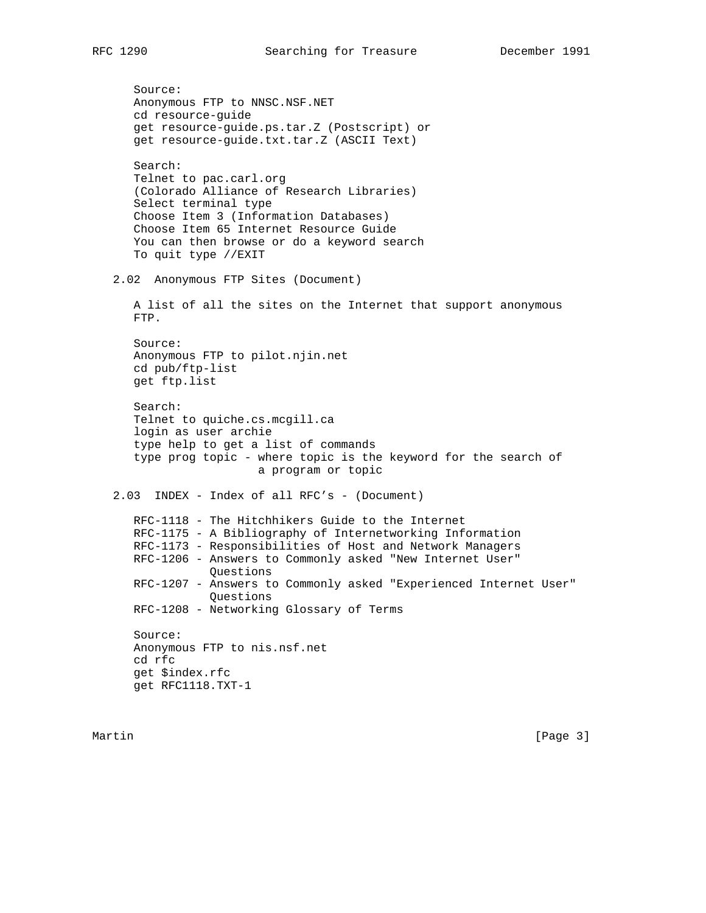Source:
Anonymous FTP to NNSC.NSF.NET
cd resource-guide
get resource-guide.ps.tar.Z (Postscript) or
get resource-guide.txt.tar.Z (ASCII Text)

Search:
Telnet to pac.carl.org
(Colorado Alliance of Research Libraries)
Select terminal type
Choose Item 3 (Information Databases)
Choose Item 65 Internet Resource Guide
You can then browse or do a keyword search
To quit type //EXIT

## 2.02 Anonymous FTP Sites (Document)

A list of all the sites on the Internet that support anonymous FTP.

Source:
Anonymous FTP to pilot.njin.net
cd pub/ftp-list
get ftp.list

Search:
Telnet to quiche.cs.mcgill.ca
login as user archie
type help to get a list of commands
type prog topic - where topic is the keyword for the search of a program or topic

## 2.03 INDEX - Index of all RFC's - (Document)

RFC-1118 - The Hitchhikers Guide to the Internet
RFC-1175 - A Bibliography of Internetworking Information
RFC-1173 - Responsibilities of Host and Network Managers
RFC-1206 - Answers to Commonly asked "New Internet User" Questions
RFC-1207 - Answers to Commonly asked "Experienced Internet User" Questions
RFC-1208 - Networking Glossary of Terms

Source:
Anonymous FTP to nis.nsf.net
cd rfc
get $index.rfc
get RFC1118.TXT-1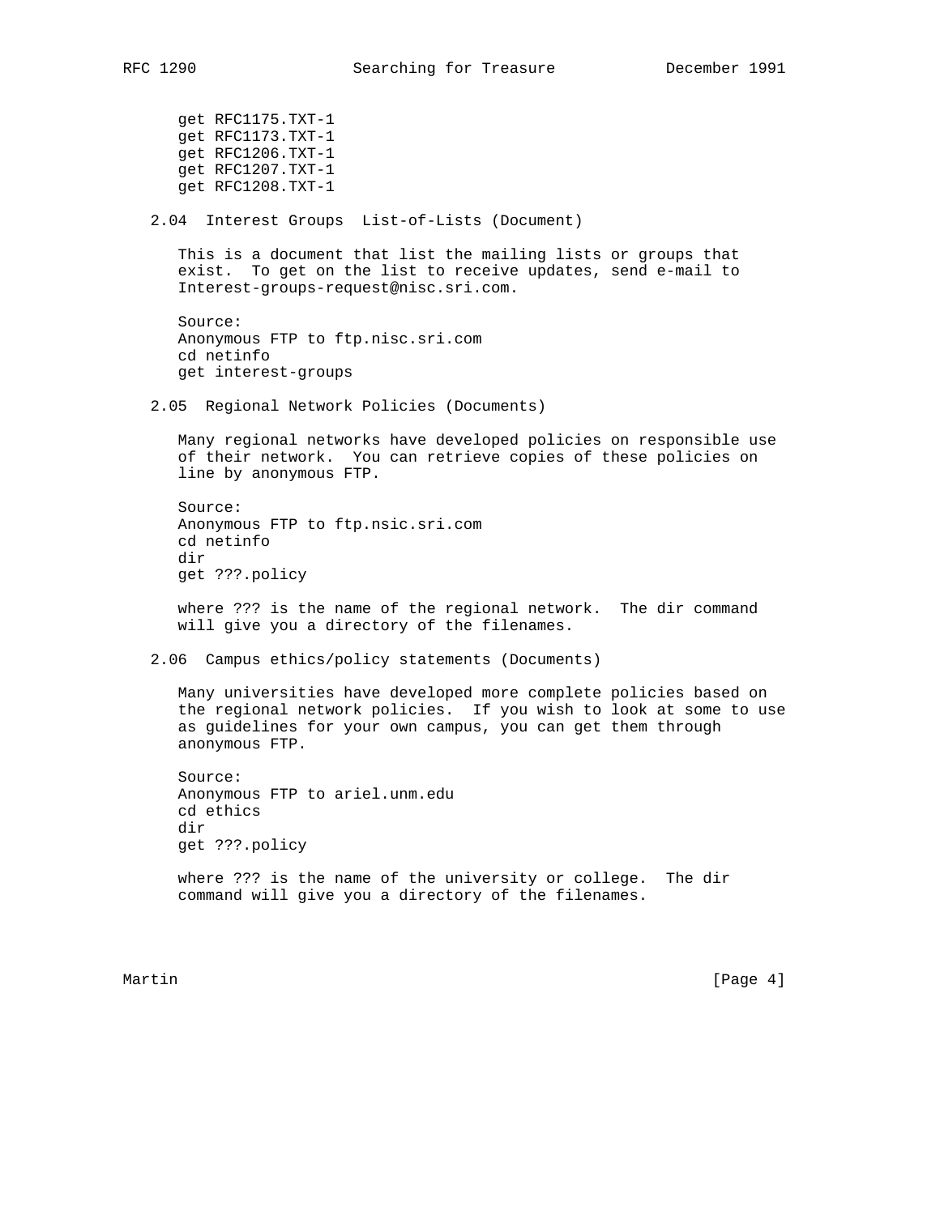```
get RFC1175.TXT-1
get RFC1173.TXT-1
get RFC1206.TXT-1
get RFC1207.TXT-1
get RFC1208.TXT-1
```

### 2.04 Interest Groups List-of-Lists (Document)

This is a document that list the mailing lists or groups that exist. To get on the list to receive updates, send e-mail to Interest-groups-request@nisc.sri.com.

Source:

```
Anonymous FTP to ftp.nisc.sri.com
cd netinfo
get interest-groups
```

### 2.05 Regional Network Policies (Documents)

Many regional networks have developed policies on responsible use of their network. You can retrieve copies of these policies on line by anonymous FTP.

Source:

```
Anonymous FTP to ftp.nsic.sri.com
cd netinfo
dir
get ???.policy
```

where ??? is the name of the regional network. The dir command will give you a directory of the filenames.

### 2.06 Campus ethics/policy statements (Documents)

Many universities have developed more complete policies based on the regional network policies. If you wish to look at some to use as guidelines for your own campus, you can get them through anonymous FTP.

Source:

```
Anonymous FTP to ariel.unm.edu
cd ethics
dir
get ???.policy
```

where ??? is the name of the university or college. The dir command will give you a directory of the filenames.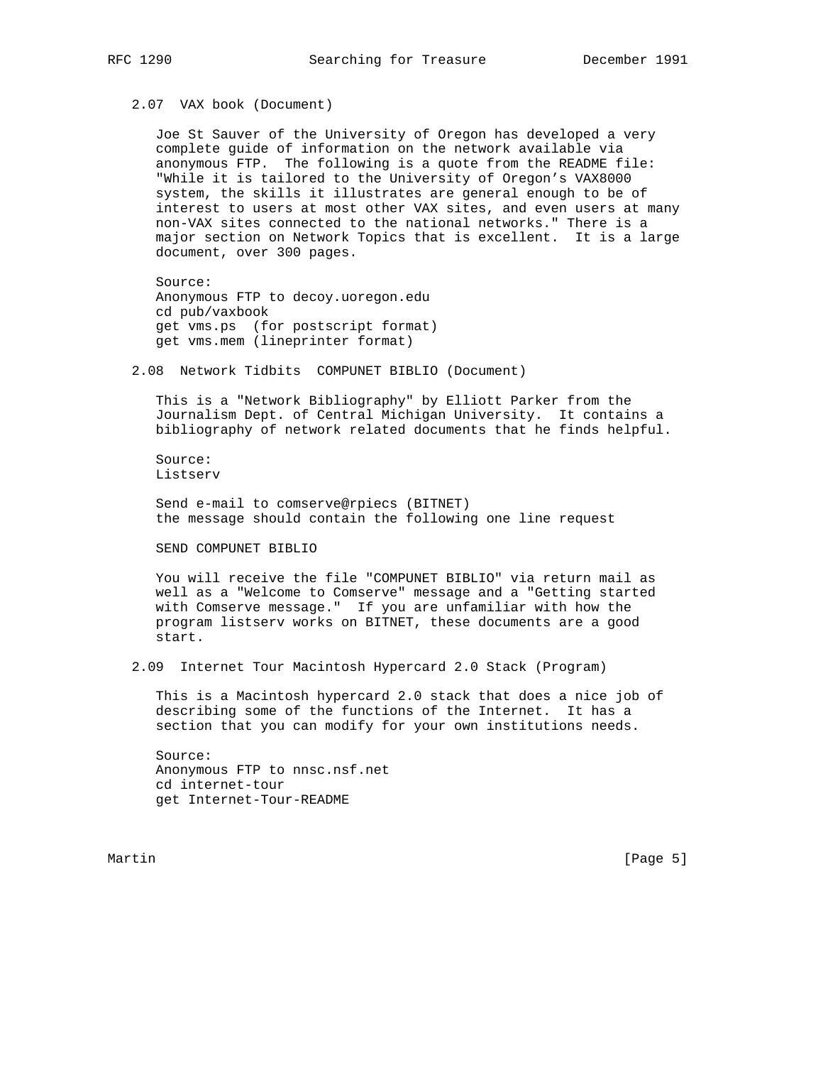### 2.07 VAX book (Document)

Joe St Sauver of the University of Oregon has developed a very complete guide of information on the network available via anonymous FTP. The following is a quote from the README file: "While it is tailored to the University of Oregon’s VAX8000 system, the skills it illustrates are general enough to be of interest to users at most other VAX sites, and even users at many non-VAX sites connected to the national networks." There is a major section on Network Topics that is excellent. It is a large document, over 300 pages.

Source:
Anonymous FTP to decoy.uoregon.edu
cd pub/vaxbook
get vms.ps (for postscript format)
get vms.mem (lineprinter format)

### 2.08 Network Tidbits COMPUNET BIBLIO (Document)

This is a "Network Bibliography" by Elliott Parker from the Journalism Dept. of Central Michigan University. It contains a bibliography of network related documents that he finds helpful.

Source:
Listserv

Send e-mail to comserve@rpiecs (BITNET)
the message should contain the following one line request

SEND COMPUNET BIBLIO

You will receive the file "COMPUNET BIBLIO" via return mail as well as a "Welcome to Comserve" message and a "Getting started with Comserve message." If you are unfamiliar with how the program listserv works on BITNET, these documents are a good start.

### 2.09 Internet Tour Macintosh Hypercard 2.0 Stack (Program)

This is a Macintosh hypercard 2.0 stack that does a nice job of describing some of the functions of the Internet. It has a section that you can modify for your own institutions needs.

Source:
Anonymous FTP to nnsc.nsf.net
cd internet-tour
get Internet-Tour-README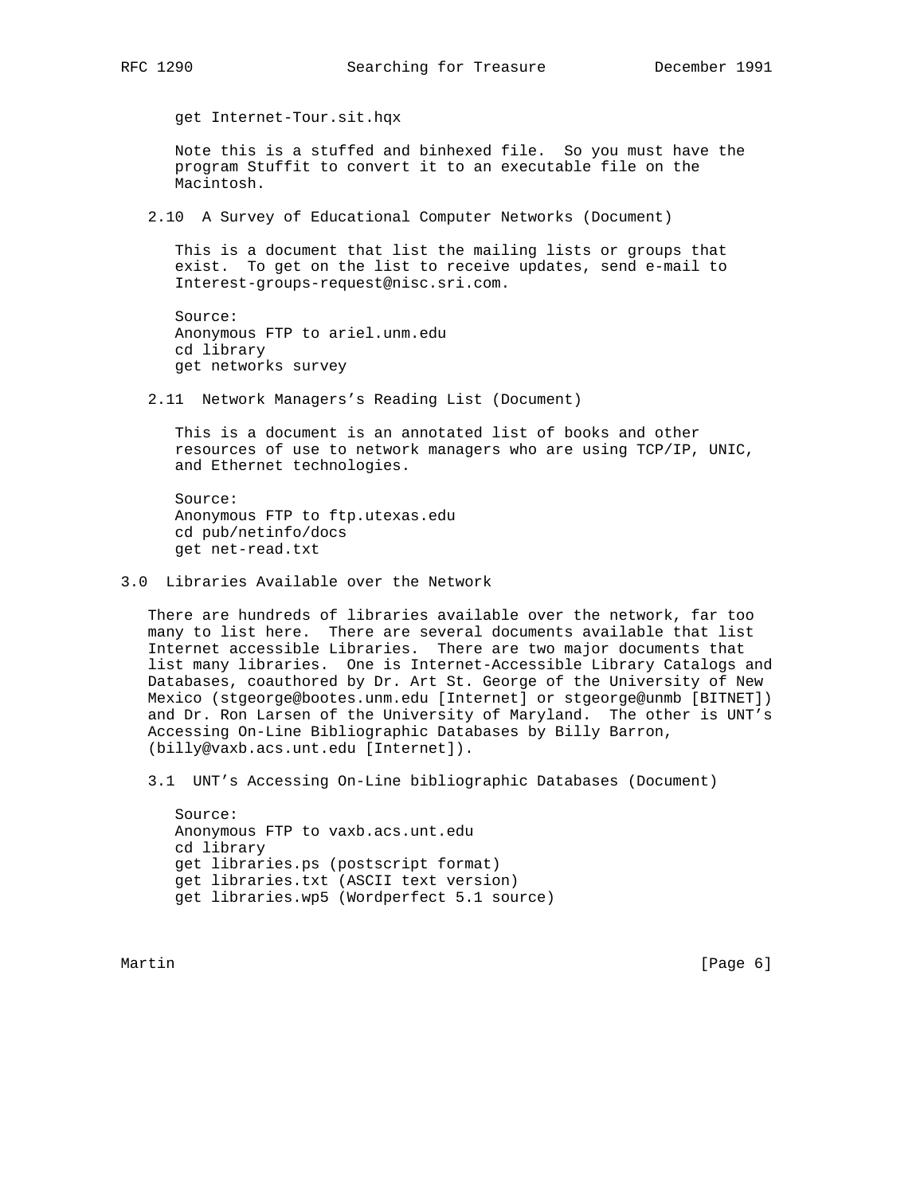get Internet-Tour.sit.hqx

Note this is a stuffed and binhexed file. So you must have the program Stuffit to convert it to an executable file on the Macintosh.

### 2.10 A Survey of Educational Computer Networks (Document)

This is a document that list the mailing lists or groups that exist. To get on the list to receive updates, send e-mail to Interest-groups-request@nisc.sri.com.

Source:
Anonymous FTP to ariel.unm.edu
cd library
get networks survey

### 2.11 Network Managers's Reading List (Document)

This is a document is an annotated list of books and other resources of use to network managers who are using TCP/IP, UNIC, and Ethernet technologies.

Source:
Anonymous FTP to ftp.utexas.edu
cd pub/netinfo/docs
get net-read.txt

## 3.0 Libraries Available over the Network

There are hundreds of libraries available over the network, far too many to list here. There are several documents available that list Internet accessible Libraries. There are two major documents that list many libraries. One is Internet-Accessible Library Catalogs and Databases, coauthored by Dr. Art St. George of the University of New Mexico (stgeorge@bootes.unm.edu [Internet] or stgeorge@unmb [BITNET]) and Dr. Ron Larsen of the University of Maryland. The other is UNT's Accessing On-Line Bibliographic Databases by Billy Barron, (billy@vaxb.acs.unt.edu [Internet]).

### 3.1 UNT's Accessing On-Line bibliographic Databases (Document)

Source:
Anonymous FTP to vaxb.acs.unt.edu
cd library
get libraries.ps (postscript format)
get libraries.txt (ASCII text version)
get libraries.wp5 (Wordperfect 5.1 source)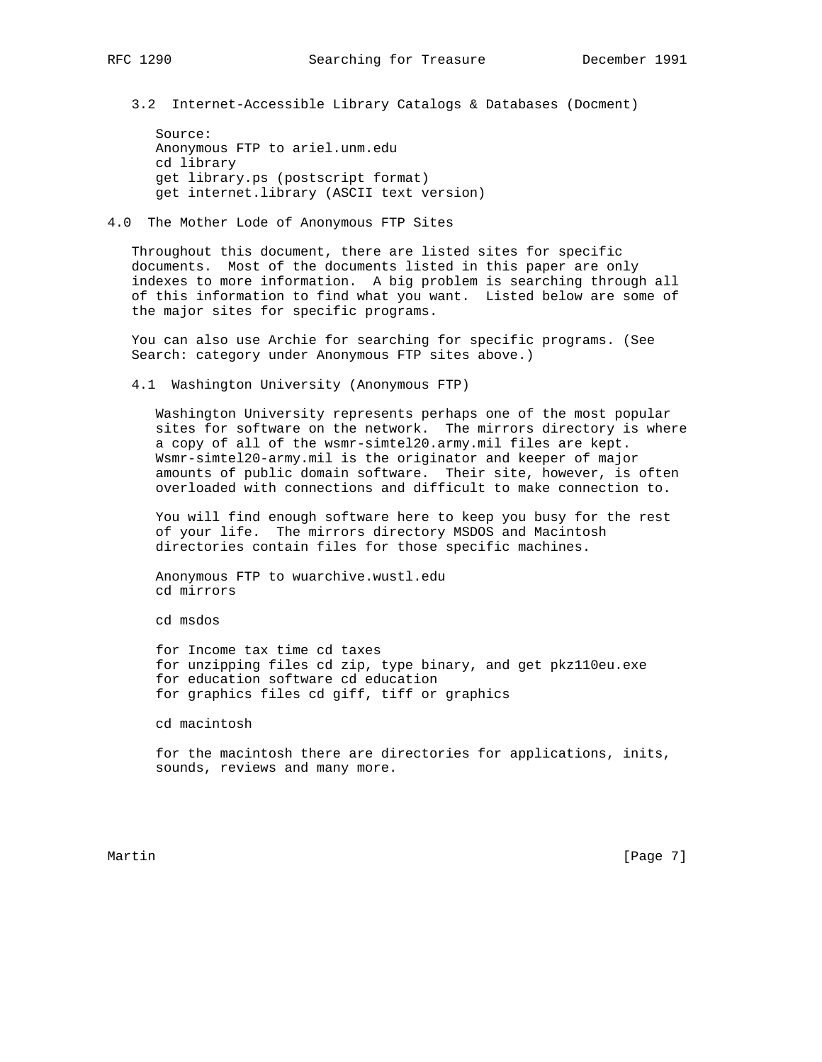### 3.2 Internet-Accessible Library Catalogs & Databases (Docment)

```
Source:
Anonymous FTP to ariel.unm.edu
cd library
get library.ps (postscript format)
get internet.library (ASCII text version)
```

## 4.0 The Mother Lode of Anonymous FTP Sites

Throughout this document, there are listed sites for specific documents. Most of the documents listed in this paper are only indexes to more information. A big problem is searching through all of this information to find what you want. Listed below are some of the major sites for specific programs.

You can also use Archie for searching for specific programs. (See Search: category under Anonymous FTP sites above.)

### 4.1 Washington University (Anonymous FTP)

Washington University represents perhaps one of the most popular sites for software on the network. The mirrors directory is where a copy of all of the wsmr-simtel20.army.mil files are kept. Wsmr-simtel20-army.mil is the originator and keeper of major amounts of public domain software. Their site, however, is often overloaded with connections and difficult to make connection to.

You will find enough software here to keep you busy for the rest of your life. The mirrors directory MSDOS and Macintosh directories contain files for those specific machines.

```
Anonymous FTP to wuarchive.wustl.edu
cd mirrors

cd msdos

for Income tax time cd taxes
for unzipping files cd zip, type binary, and get pkz110eu.exe
for education software cd education
for graphics files cd giff, tiff or graphics

cd macintosh

for the macintosh there are directories for applications, inits,
sounds, reviews and many more.
```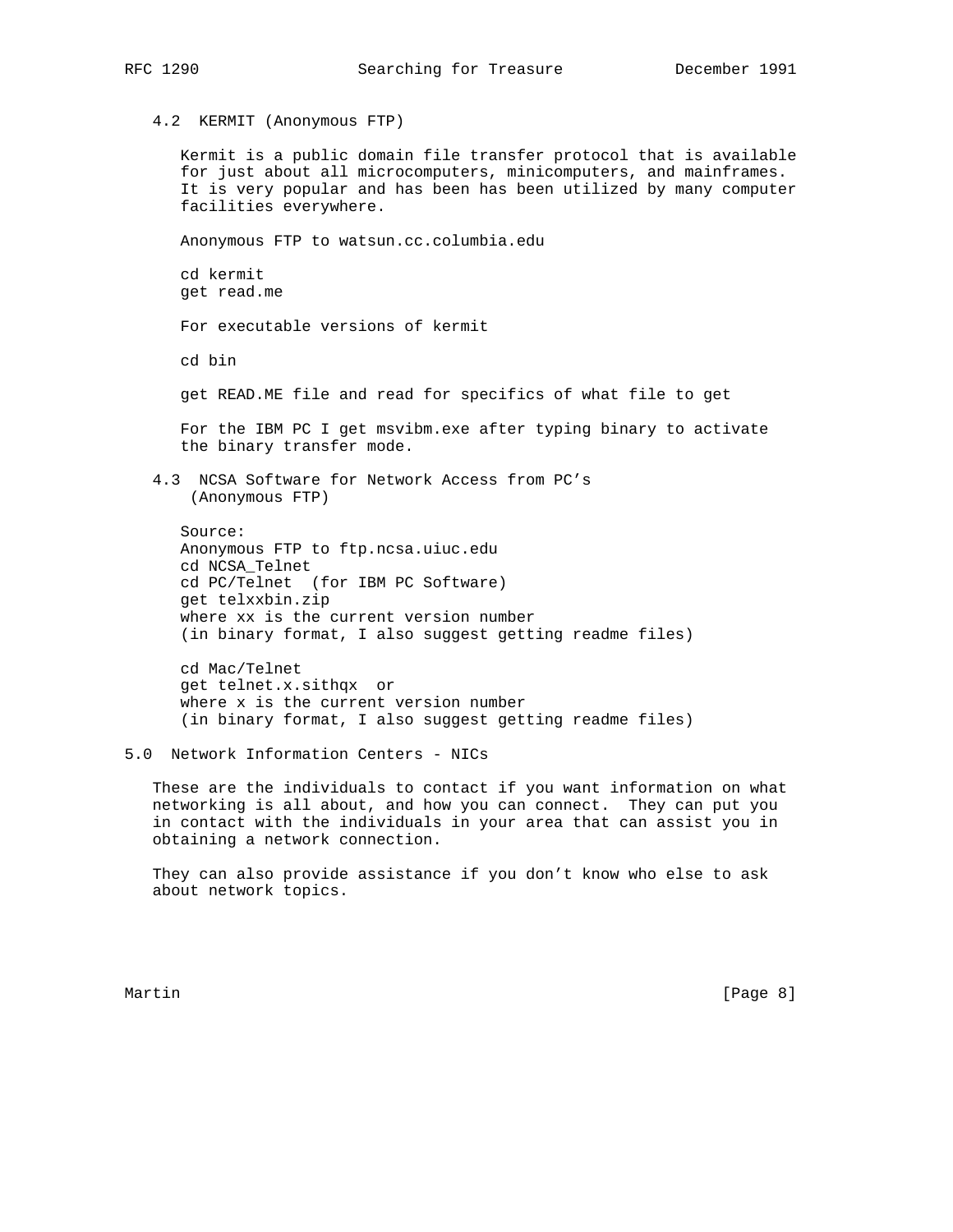### 4.2 KERMIT (Anonymous FTP)

Kermit is a public domain file transfer protocol that is available for just about all microcomputers, minicomputers, and mainframes. It is very popular and has been has been utilized by many computer facilities everywhere.

Anonymous FTP to watsun.cc.columbia.edu

```
cd kermit
get read.me
```

For executable versions of kermit

```
cd bin
```

get READ.ME file and read for specifics of what file to get

For the IBM PC I get msvibm.exe after typing binary to activate the binary transfer mode.

### 4.3 NCSA Software for Network Access from PC's (Anonymous FTP)

```
Source:
Anonymous FTP to ftp.ncsa.uiuc.edu
cd NCSA_Telnet
cd PC/Telnet  (for IBM PC Software)
get telxxbin.zip
where xx is the current version number
(in binary format, I also suggest getting readme files)

cd Mac/Telnet
get telnet.x.sithqx  or
where x is the current version number
(in binary format, I also suggest getting readme files)
```

## 5.0 Network Information Centers - NICs

These are the individuals to contact if you want information on what networking is all about, and how you can connect. They can put you in contact with the individuals in your area that can assist you in obtaining a network connection.

They can also provide assistance if you don't know who else to ask about network topics.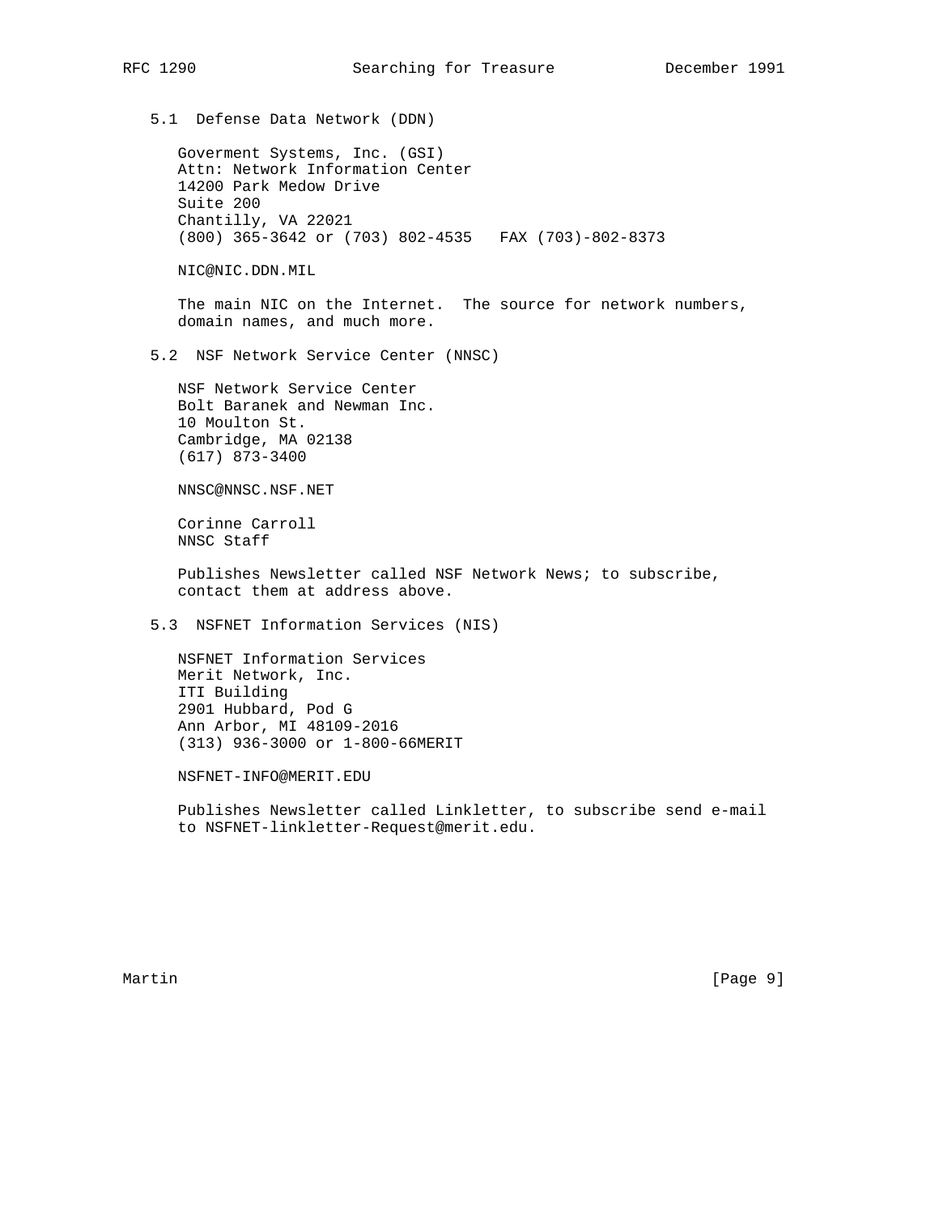### 5.1 Defense Data Network (DDN)

Goverment Systems, Inc. (GSI)
Attn: Network Information Center
14200 Park Medow Drive
Suite 200
Chantilly, VA 22021
(800) 365-3642 or (703) 802-4535   FAX (703)-802-8373

NIC@NIC.DDN.MIL

The main NIC on the Internet.  The source for network numbers, domain names, and much more.

### 5.2 NSF Network Service Center (NNSC)

NSF Network Service Center
Bolt Baranek and Newman Inc.
10 Moulton St.
Cambridge, MA 02138
(617) 873-3400

NNSC@NNSC.NSF.NET

Corinne Carroll
NNSC Staff

Publishes Newsletter called NSF Network News; to subscribe, contact them at address above.

### 5.3 NSFNET Information Services (NIS)

NSFNET Information Services
Merit Network, Inc.
ITI Building
2901 Hubbard, Pod G
Ann Arbor, MI 48109-2016
(313) 936-3000 or 1-800-66MERIT

NSFNET-INFO@MERIT.EDU

Publishes Newsletter called Linkletter, to subscribe send e-mail to NSFNET-linkletter-Request@merit.edu.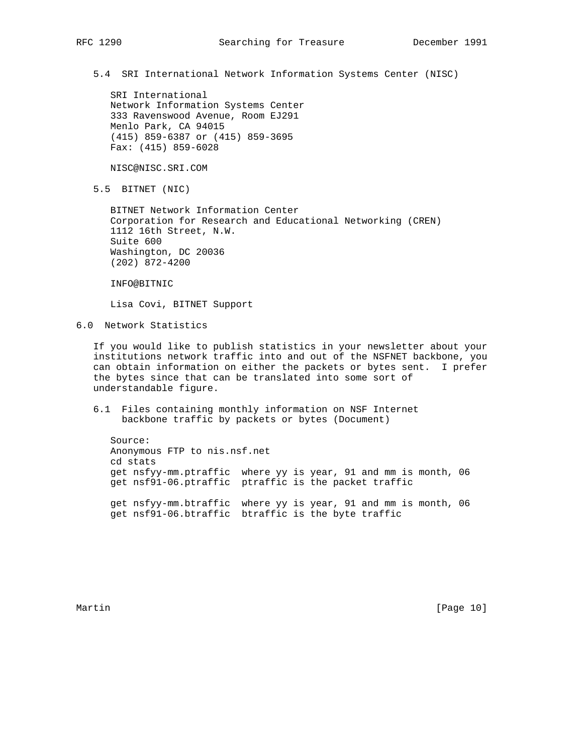### 5.4 SRI International Network Information Systems Center (NISC)

SRI International
Network Information Systems Center
333 Ravenswood Avenue, Room EJ291
Menlo Park, CA 94015
(415) 859-6387 or (415) 859-3695
Fax: (415) 859-6028

NISC@NISC.SRI.COM

### 5.5 BITNET (NIC)

BITNET Network Information Center
Corporation for Research and Educational Networking (CREN)
1112 16th Street, N.W.
Suite 600
Washington, DC 20036
(202) 872-4200

INFO@BITNIC

Lisa Covi, BITNET Support

## 6.0 Network Statistics

If you would like to publish statistics in your newsletter about your institutions network traffic into and out of the NSFNET backbone, you can obtain information on either the packets or bytes sent. I prefer the bytes since that can be translated into some sort of understandable figure.

### 6.1 Files containing monthly information on NSF Internet backbone traffic by packets or bytes (Document)

```
Source:
Anonymous FTP to nis.nsf.net
cd stats
get nsfyy-mm.ptraffic  where yy is year, 91 and mm is month, 06
get nsf91-06.ptraffic  ptraffic is the packet traffic

get nsfyy-mm.btraffic  where yy is year, 91 and mm is month, 06
get nsf91-06.btraffic  btraffic is the byte traffic
```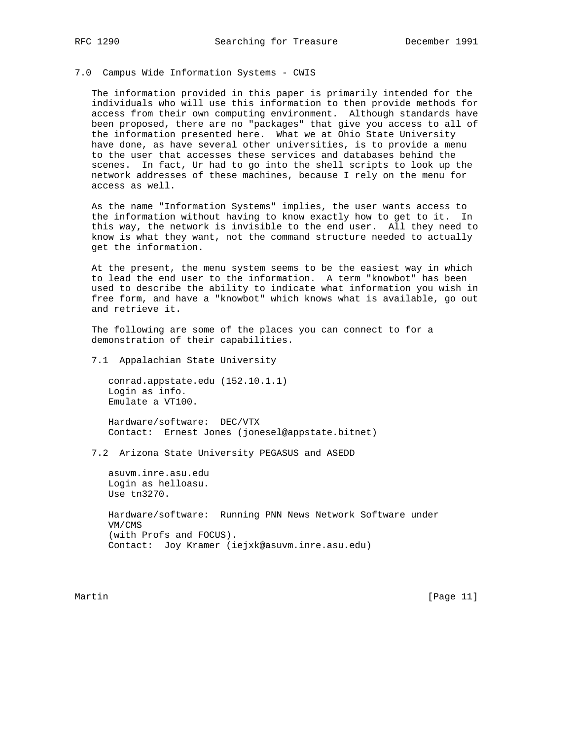## 7.0 Campus Wide Information Systems - CWIS

The information provided in this paper is primarily intended for the individuals who will use this information to then provide methods for access from their own computing environment. Although standards have been proposed, there are no "packages" that give you access to all of the information presented here. What we at Ohio State University have done, as have several other universities, is to provide a menu to the user that accesses these services and databases behind the scenes. In fact, Ur had to go into the shell scripts to look up the network addresses of these machines, because I rely on the menu for access as well.

As the name "Information Systems" implies, the user wants access to the information without having to know exactly how to get to it. In this way, the network is invisible to the end user. All they need to know is what they want, not the command structure needed to actually get the information.

At the present, the menu system seems to be the easiest way in which to lead the end user to the information. A term "knowbot" has been used to describe the ability to indicate what information you wish in free form, and have a "knowbot" which knows what is available, go out and retrieve it.

The following are some of the places you can connect to for a demonstration of their capabilities.

### 7.1 Appalachian State University

conrad.appstate.edu (152.10.1.1)
Login as info.
Emulate a VT100.

Hardware/software: DEC/VTX
Contact: Ernest Jones (jonesel@appstate.bitnet)

### 7.2 Arizona State University PEGASUS and ASEDD

asuvm.inre.asu.edu
Login as helloasu.
Use tn3270.

Hardware/software: Running PNN News Network Software under VM/CMS
(with Profs and FOCUS).
Contact: Joy Kramer (iejxk@asuvm.inre.asu.edu)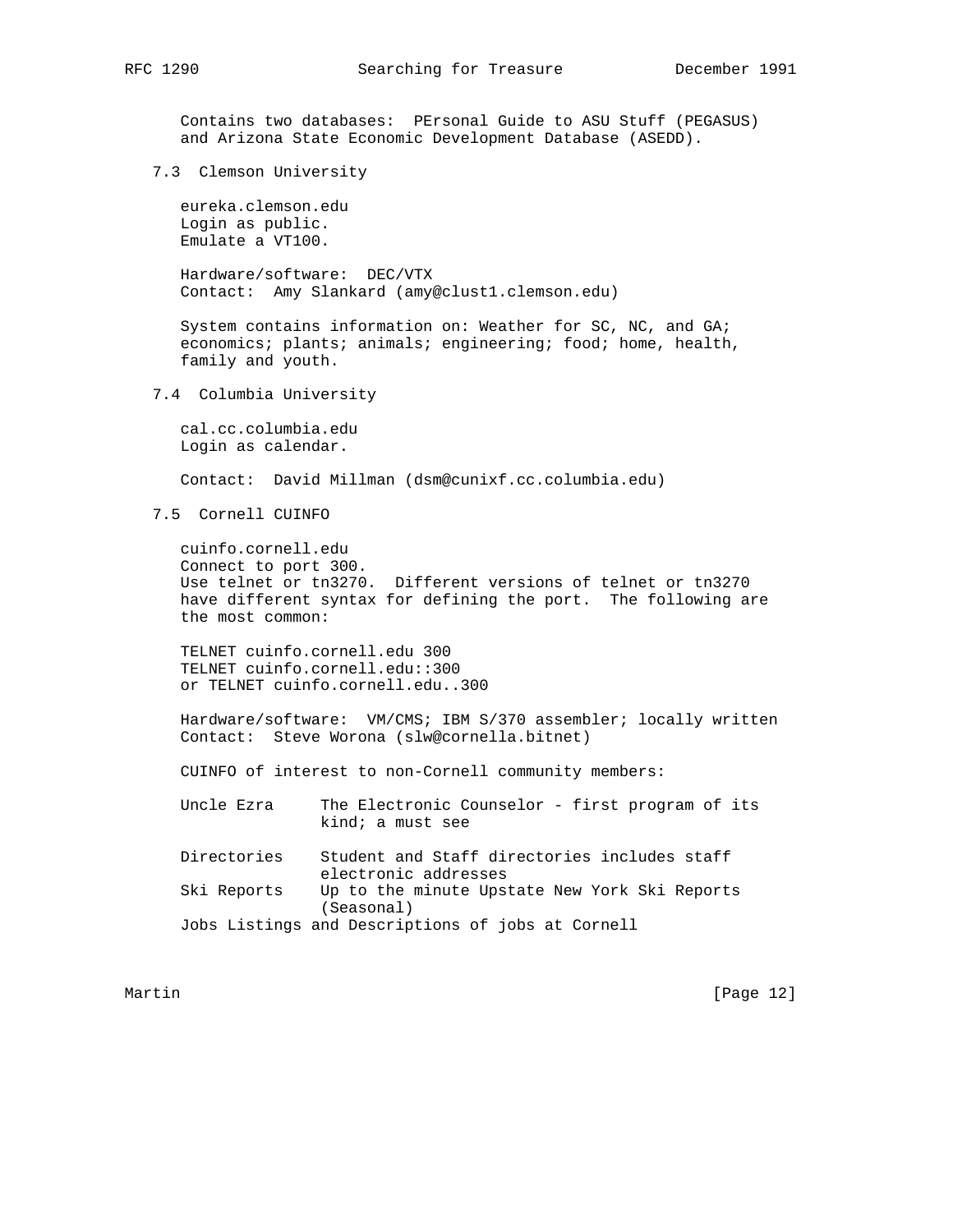Contains two databases: PErsonal Guide to ASU Stuff (PEGASUS) and Arizona State Economic Development Database (ASEDD).

### 7.3 Clemson University

eureka.clemson.edu
Login as public.
Emulate a VT100.

Hardware/software: DEC/VTX
Contact: Amy Slankard (amy@clust1.clemson.edu)

System contains information on: Weather for SC, NC, and GA; economics; plants; animals; engineering; food; home, health, family and youth.

### 7.4 Columbia University

cal.cc.columbia.edu
Login as calendar.

Contact: David Millman (dsm@cunixf.cc.columbia.edu)

### 7.5 Cornell CUINFO

cuinfo.cornell.edu
Connect to port 300.
Use telnet or tn3270. Different versions of telnet or tn3270 have different syntax for defining the port. The following are the most common:

```
TELNET cuinfo.cornell.edu 300
TELNET cuinfo.cornell.edu::300
or TELNET cuinfo.cornell.edu..300
```

Hardware/software: VM/CMS; IBM S/370 assembler; locally written
Contact: Steve Worona (slw@cornella.bitnet)

CUINFO of interest to non-Cornell community members:

| | |
|---|---|
| Uncle Ezra | The Electronic Counselor - first program of its kind; a must see |
| Directories | Student and Staff directories includes staff electronic addresses |
| Ski Reports | Up to the minute Upstate New York Ski Reports (Seasonal) |
| Jobs | Listings and Descriptions of jobs at Cornell |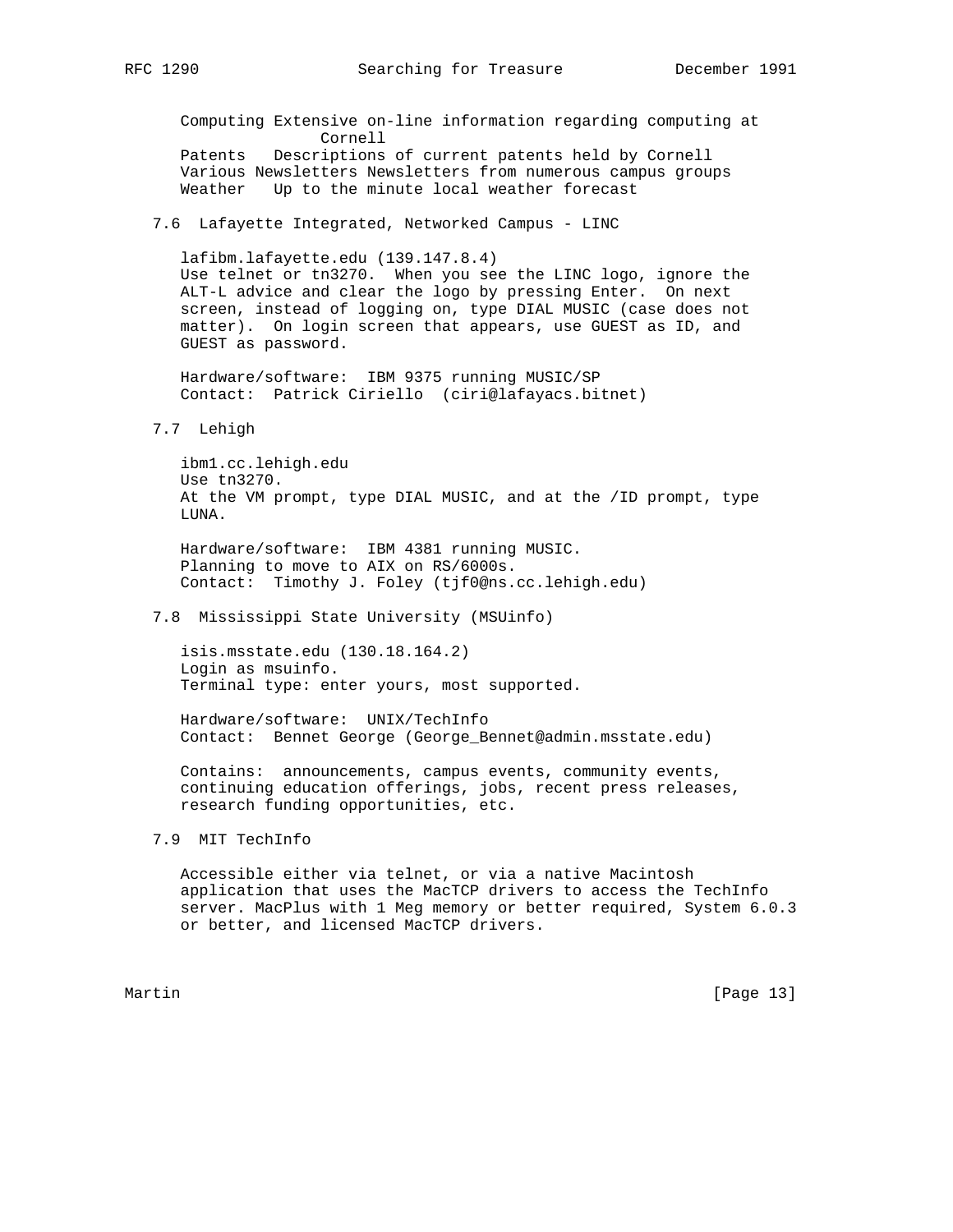Computing Extensive on-line information regarding computing at Cornell
Patents   Descriptions of current patents held by Cornell
Various Newsletters Newsletters from numerous campus groups
Weather   Up to the minute local weather forecast

### 7.6  Lafayette Integrated, Networked Campus - LINC

lafibm.lafayette.edu (139.147.8.4)
Use telnet or tn3270.  When you see the LINC logo, ignore the ALT-L advice and clear the logo by pressing Enter.  On next screen, instead of logging on, type DIAL MUSIC (case does not matter).  On login screen that appears, use GUEST as ID, and GUEST as password.

Hardware/software:  IBM 9375 running MUSIC/SP
Contact:  Patrick Ciriello  (ciri@lafayacs.bitnet)

### 7.7  Lehigh

ibm1.cc.lehigh.edu
Use tn3270.
At the VM prompt, type DIAL MUSIC, and at the /ID prompt, type LUNA.

Hardware/software:  IBM 4381 running MUSIC.
Planning to move to AIX on RS/6000s.
Contact:  Timothy J. Foley (tjf0@ns.cc.lehigh.edu)

### 7.8  Mississippi State University (MSUinfo)

isis.msstate.edu (130.18.164.2)
Login as msuinfo.
Terminal type: enter yours, most supported.

Hardware/software:  UNIX/TechInfo
Contact:  Bennet George (George_Bennet@admin.msstate.edu)

Contains:  announcements, campus events, community events, continuing education offerings, jobs, recent press releases, research funding opportunities, etc.

### 7.9  MIT TechInfo

Accessible either via telnet, or via a native Macintosh application that uses the MacTCP drivers to access the TechInfo server. MacPlus with 1 Meg memory or better required, System 6.0.3 or better, and licensed MacTCP drivers.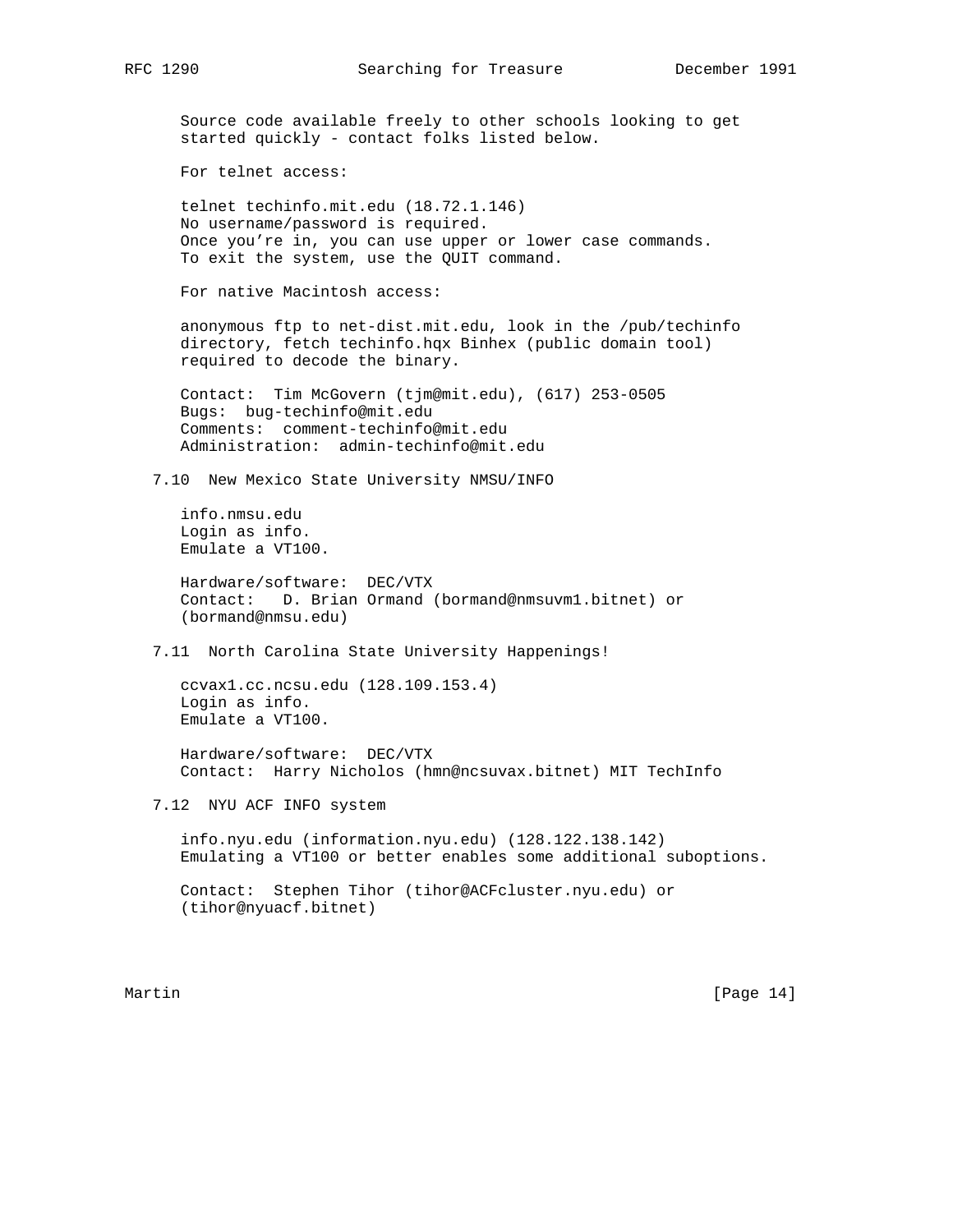Source code available freely to other schools looking to get started quickly - contact folks listed below.

For telnet access:

telnet techinfo.mit.edu (18.72.1.146)
No username/password is required.
Once you’re in, you can use upper or lower case commands.
To exit the system, use the QUIT command.

For native Macintosh access:

anonymous ftp to net-dist.mit.edu, look in the /pub/techinfo directory, fetch techinfo.hqx Binhex (public domain tool) required to decode the binary.

Contact: Tim McGovern (tjm@mit.edu), (617) 253-0505
Bugs: bug-techinfo@mit.edu
Comments: comment-techinfo@mit.edu
Administration: admin-techinfo@mit.edu

### 7.10 New Mexico State University NMSU/INFO

info.nmsu.edu
Login as info.
Emulate a VT100.

Hardware/software: DEC/VTX
Contact: D. Brian Ormand (bormand@nmsuvm1.bitnet) or (bormand@nmsu.edu)

### 7.11 North Carolina State University Happenings!

ccvax1.cc.ncsu.edu (128.109.153.4)
Login as info.
Emulate a VT100.

Hardware/software: DEC/VTX
Contact: Harry Nicholos (hmn@ncsuvax.bitnet) MIT TechInfo

### 7.12 NYU ACF INFO system

info.nyu.edu (information.nyu.edu) (128.122.138.142)
Emulating a VT100 or better enables some additional suboptions.

Contact: Stephen Tihor (tihor@ACFcluster.nyu.edu) or (tihor@nyuacf.bitnet)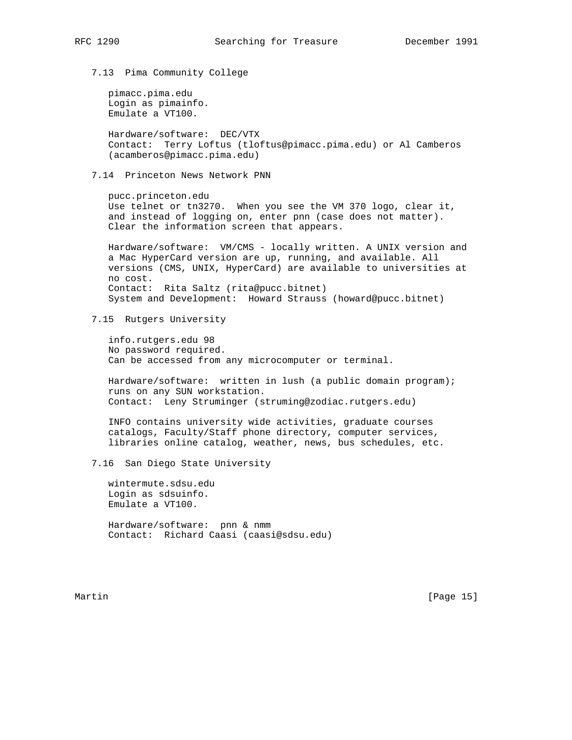### 7.13 Pima Community College

pimacc.pima.edu
Login as pimainfo.
Emulate a VT100.

Hardware/software: DEC/VTX
Contact: Terry Loftus (tloftus@pimacc.pima.edu) or Al Camberos (acamberos@pimacc.pima.edu)

### 7.14 Princeton News Network PNN

pucc.princeton.edu
Use telnet or tn3270. When you see the VM 370 logo, clear it, and instead of logging on, enter pnn (case does not matter). Clear the information screen that appears.

Hardware/software: VM/CMS - locally written. A UNIX version and a Mac HyperCard version are up, running, and available. All versions (CMS, UNIX, HyperCard) are available to universities at no cost.
Contact: Rita Saltz (rita@pucc.bitnet)
System and Development: Howard Strauss (howard@pucc.bitnet)

### 7.15 Rutgers University

info.rutgers.edu 98
No password required.
Can be accessed from any microcomputer or terminal.

Hardware/software: written in lush (a public domain program); runs on any SUN workstation.
Contact: Leny Struminger (struming@zodiac.rutgers.edu)

INFO contains university wide activities, graduate courses catalogs, Faculty/Staff phone directory, computer services, libraries online catalog, weather, news, bus schedules, etc.

### 7.16 San Diego State University

wintermute.sdsu.edu
Login as sdsuinfo.
Emulate a VT100.

Hardware/software: pnn & nmm
Contact: Richard Caasi (caasi@sdsu.edu)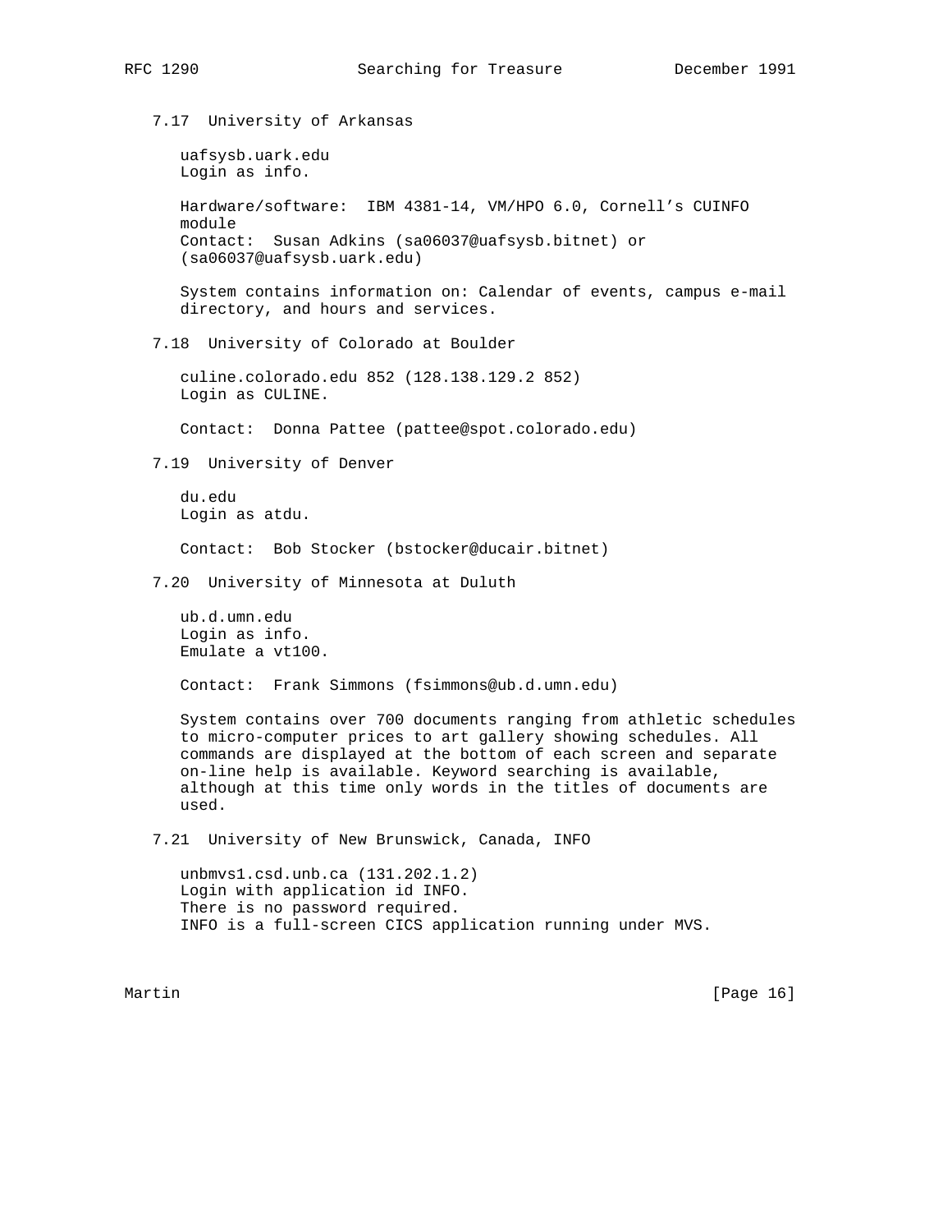### 7.17 University of Arkansas

uafsysb.uark.edu
Login as info.

Hardware/software: IBM 4381-14, VM/HPO 6.0, Cornell's CUINFO module
Contact: Susan Adkins (sa06037@uafsysb.bitnet) or (sa06037@uafsysb.uark.edu)

System contains information on: Calendar of events, campus e-mail directory, and hours and services.

### 7.18 University of Colorado at Boulder

culine.colorado.edu 852 (128.138.129.2 852)
Login as CULINE.

Contact: Donna Pattee (pattee@spot.colorado.edu)

### 7.19 University of Denver

du.edu
Login as atdu.

Contact: Bob Stocker (bstocker@ducair.bitnet)

### 7.20 University of Minnesota at Duluth

ub.d.umn.edu
Login as info.
Emulate a vt100.

Contact: Frank Simmons (fsimmons@ub.d.umn.edu)

System contains over 700 documents ranging from athletic schedules to micro-computer prices to art gallery showing schedules. All commands are displayed at the bottom of each screen and separate on-line help is available. Keyword searching is available, although at this time only words in the titles of documents are used.

### 7.21 University of New Brunswick, Canada, INFO

unbmvs1.csd.unb.ca (131.202.1.2)
Login with application id INFO.
There is no password required.
INFO is a full-screen CICS application running under MVS.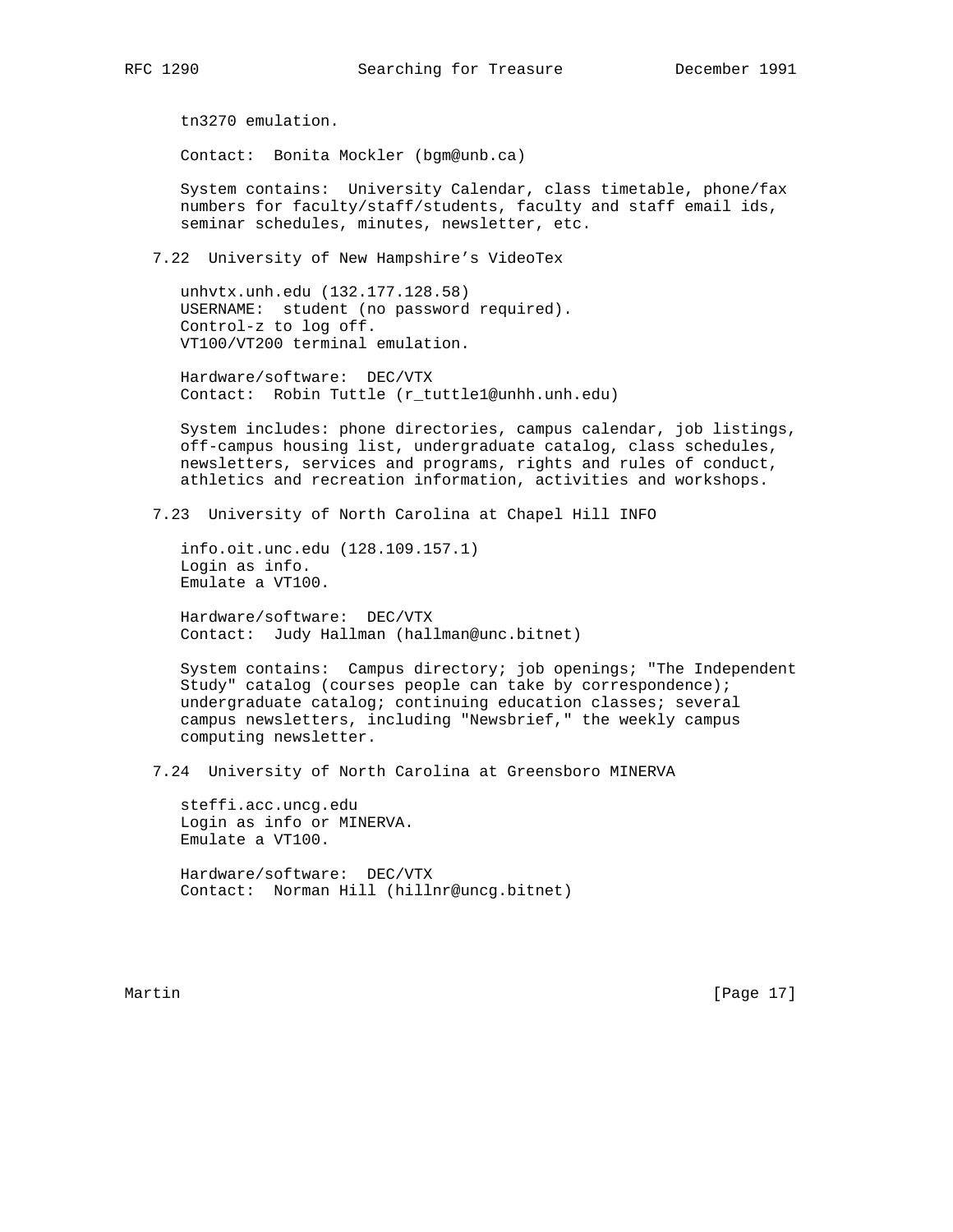tn3270 emulation.

Contact:  Bonita Mockler (bgm@unb.ca)

System contains:  University Calendar, class timetable, phone/fax numbers for faculty/staff/students, faculty and staff email ids, seminar schedules, minutes, newsletter, etc.

### 7.22  University of New Hampshire's VideoTex

unhvtx.unh.edu (132.177.128.58)
USERNAME:  student (no password required).
Control-z to log off.
VT100/VT200 terminal emulation.

Hardware/software:  DEC/VTX
Contact:  Robin Tuttle (r_tuttle1@unhh.unh.edu)

System includes: phone directories, campus calendar, job listings, off-campus housing list, undergraduate catalog, class schedules, newsletters, services and programs, rights and rules of conduct, athletics and recreation information, activities and workshops.

### 7.23  University of North Carolina at Chapel Hill INFO

info.oit.unc.edu (128.109.157.1)
Login as info.
Emulate a VT100.

Hardware/software:  DEC/VTX
Contact:  Judy Hallman (hallman@unc.bitnet)

System contains:  Campus directory; job openings; "The Independent Study" catalog (courses people can take by correspondence); undergraduate catalog; continuing education classes; several campus newsletters, including "Newsbrief," the weekly campus computing newsletter.

### 7.24  University of North Carolina at Greensboro MINERVA

steffi.acc.uncg.edu
Login as info or MINERVA.
Emulate a VT100.

Hardware/software:  DEC/VTX
Contact:  Norman Hill (hillnr@uncg.bitnet)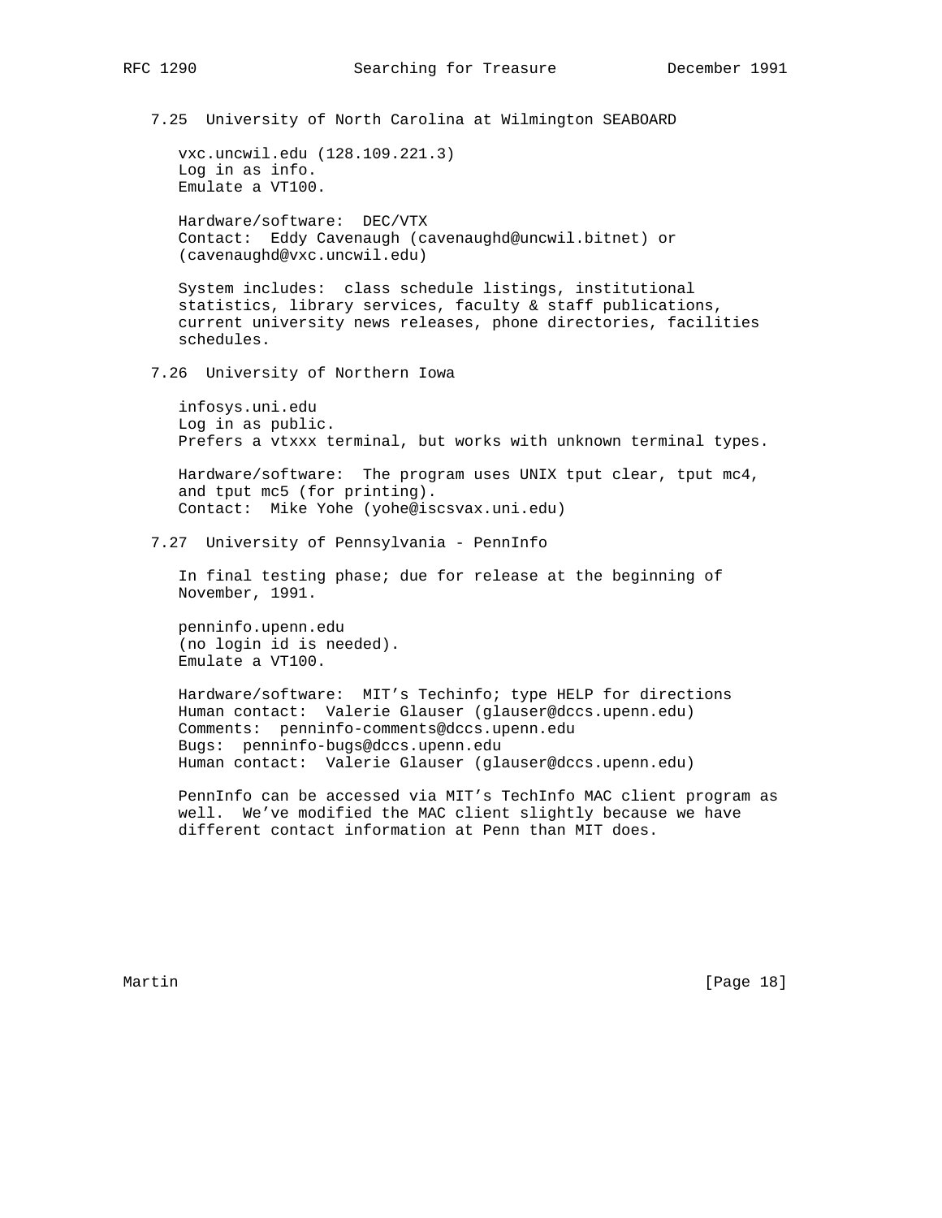### 7.25 University of North Carolina at Wilmington SEABOARD

vxc.uncwil.edu (128.109.221.3)
Log in as info.
Emulate a VT100.

Hardware/software: DEC/VTX
Contact: Eddy Cavenaugh (cavenaughd@uncwil.bitnet) or (cavenaughd@vxc.uncwil.edu)

System includes: class schedule listings, institutional statistics, library services, faculty & staff publications, current university news releases, phone directories, facilities schedules.

### 7.26 University of Northern Iowa

infosys.uni.edu
Log in as public.
Prefers a vtxxx terminal, but works with unknown terminal types.

Hardware/software: The program uses UNIX tput clear, tput mc4, and tput mc5 (for printing).
Contact: Mike Yohe (yohe@iscsvax.uni.edu)

### 7.27 University of Pennsylvania - PennInfo

In final testing phase; due for release at the beginning of November, 1991.

penninfo.upenn.edu
(no login id is needed).
Emulate a VT100.

Hardware/software: MIT's Techinfo; type HELP for directions
Human contact: Valerie Glauser (glauser@dccs.upenn.edu)
Comments: penninfo-comments@dccs.upenn.edu
Bugs: penninfo-bugs@dccs.upenn.edu
Human contact: Valerie Glauser (glauser@dccs.upenn.edu)

PennInfo can be accessed via MIT's TechInfo MAC client program as well. We've modified the MAC client slightly because we have different contact information at Penn than MIT does.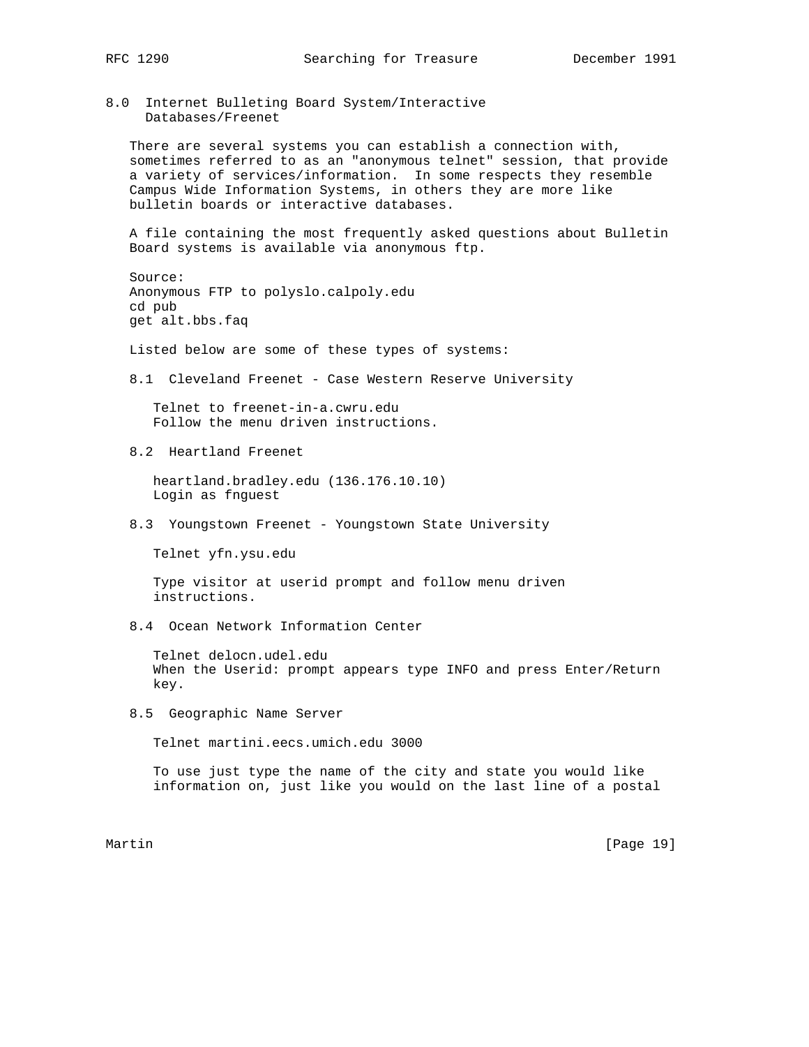## 8.0 Internet Bulleting Board System/Interactive Databases/Freenet

There are several systems you can establish a connection with, sometimes referred to as an "anonymous telnet" session, that provide a variety of services/information. In some respects they resemble Campus Wide Information Systems, in others they are more like bulletin boards or interactive databases.

A file containing the most frequently asked questions about Bulletin Board systems is available via anonymous ftp.

Source:
Anonymous FTP to polyslo.calpoly.edu
cd pub
get alt.bbs.faq

Listed below are some of these types of systems:

### 8.1 Cleveland Freenet - Case Western Reserve University

Telnet to freenet-in-a.cwru.edu
Follow the menu driven instructions.

### 8.2 Heartland Freenet

heartland.bradley.edu (136.176.10.10)
Login as fnguest

### 8.3 Youngstown Freenet - Youngstown State University

Telnet yfn.ysu.edu

Type visitor at userid prompt and follow menu driven instructions.

### 8.4 Ocean Network Information Center

Telnet delocn.udel.edu
When the Userid: prompt appears type INFO and press Enter/Return key.

### 8.5 Geographic Name Server

Telnet martini.eecs.umich.edu 3000

To use just type the name of the city and state you would like information on, just like you would on the last line of a postal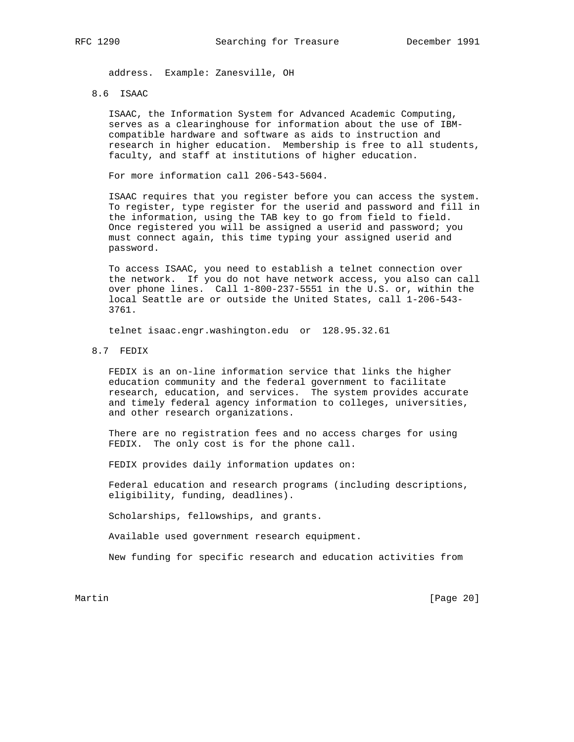address. Example: Zanesville, OH

### 8.6 ISAAC

ISAAC, the Information System for Advanced Academic Computing, serves as a clearinghouse for information about the use of IBM-compatible hardware and software as aids to instruction and research in higher education. Membership is free to all students, faculty, and staff at institutions of higher education.

For more information call 206-543-5604.

ISAAC requires that you register before you can access the system. To register, type register for the userid and password and fill in the information, using the TAB key to go from field to field. Once registered you will be assigned a userid and password; you must connect again, this time typing your assigned userid and password.

To access ISAAC, you need to establish a telnet connection over the network. If you do not have network access, you also can call over phone lines. Call 1-800-237-5551 in the U.S. or, within the local Seattle are or outside the United States, call 1-206-543-3761.

```
telnet isaac.engr.washington.edu  or  128.95.32.61
```

### 8.7 FEDIX

FEDIX is an on-line information service that links the higher education community and the federal government to facilitate research, education, and services. The system provides accurate and timely federal agency information to colleges, universities, and other research organizations.

There are no registration fees and no access charges for using FEDIX. The only cost is for the phone call.

FEDIX provides daily information updates on:

Federal education and research programs (including descriptions, eligibility, funding, deadlines).

Scholarships, fellowships, and grants.

Available used government research equipment.

New funding for specific research and education activities from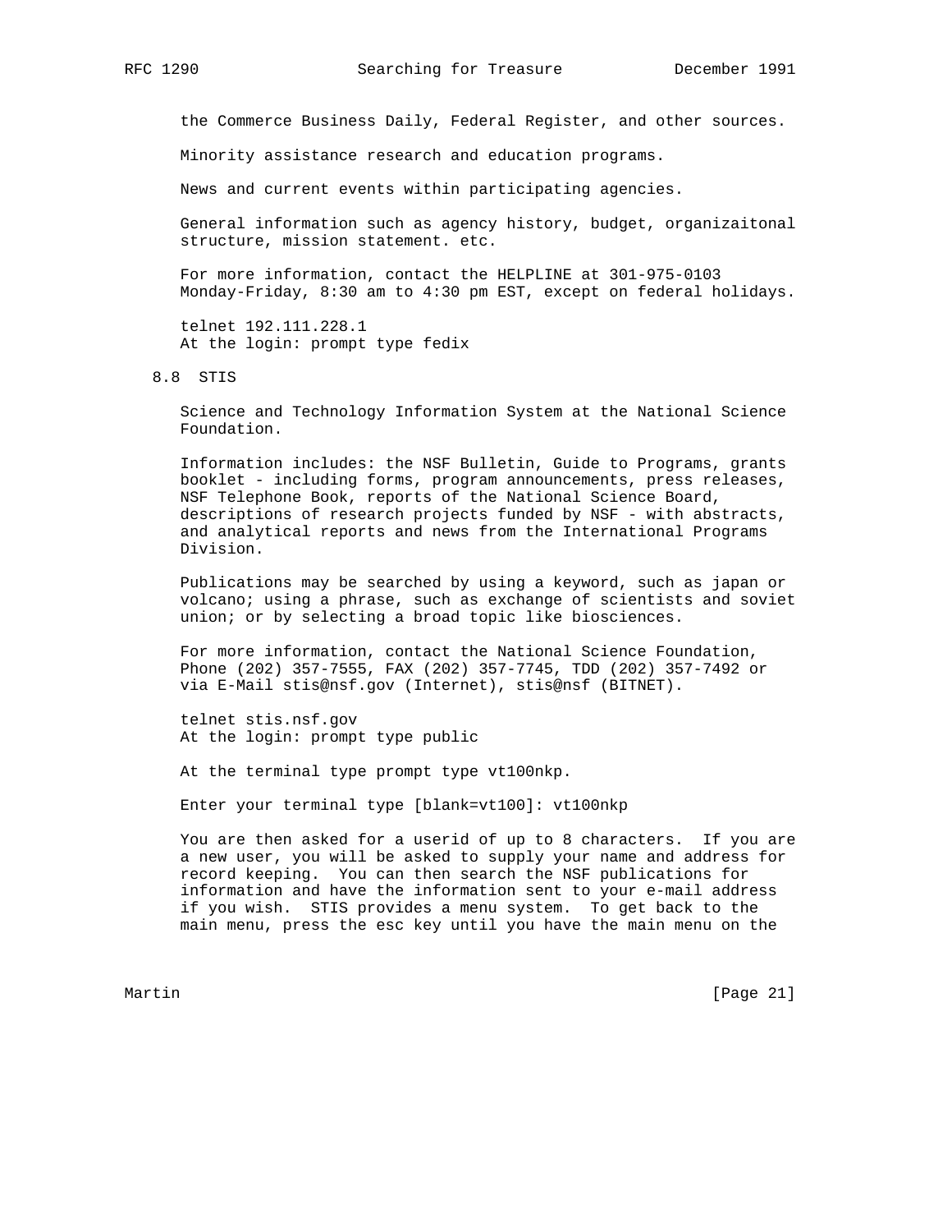the Commerce Business Daily, Federal Register, and other sources.

Minority assistance research and education programs.

News and current events within participating agencies.

General information such as agency history, budget, organizaitonal structure, mission statement. etc.

For more information, contact the HELPLINE at 301-975-0103 Monday-Friday, 8:30 am to 4:30 pm EST, except on federal holidays.

telnet 192.111.228.1
At the login: prompt type fedix

## 8.8 STIS

Science and Technology Information System at the National Science Foundation.

Information includes: the NSF Bulletin, Guide to Programs, grants booklet - including forms, program announcements, press releases, NSF Telephone Book, reports of the National Science Board, descriptions of research projects funded by NSF - with abstracts, and analytical reports and news from the International Programs Division.

Publications may be searched by using a keyword, such as japan or volcano; using a phrase, such as exchange of scientists and soviet union; or by selecting a broad topic like biosciences.

For more information, contact the National Science Foundation, Phone (202) 357-7555, FAX (202) 357-7745, TDD (202) 357-7492 or via E-Mail stis@nsf.gov (Internet), stis@nsf (BITNET).

telnet stis.nsf.gov
At the login: prompt type public

At the terminal type prompt type vt100nkp.

Enter your terminal type [blank=vt100]: vt100nkp

You are then asked for a userid of up to 8 characters. If you are a new user, you will be asked to supply your name and address for record keeping. You can then search the NSF publications for information and have the information sent to your e-mail address if you wish. STIS provides a menu system. To get back to the main menu, press the esc key until you have the main menu on the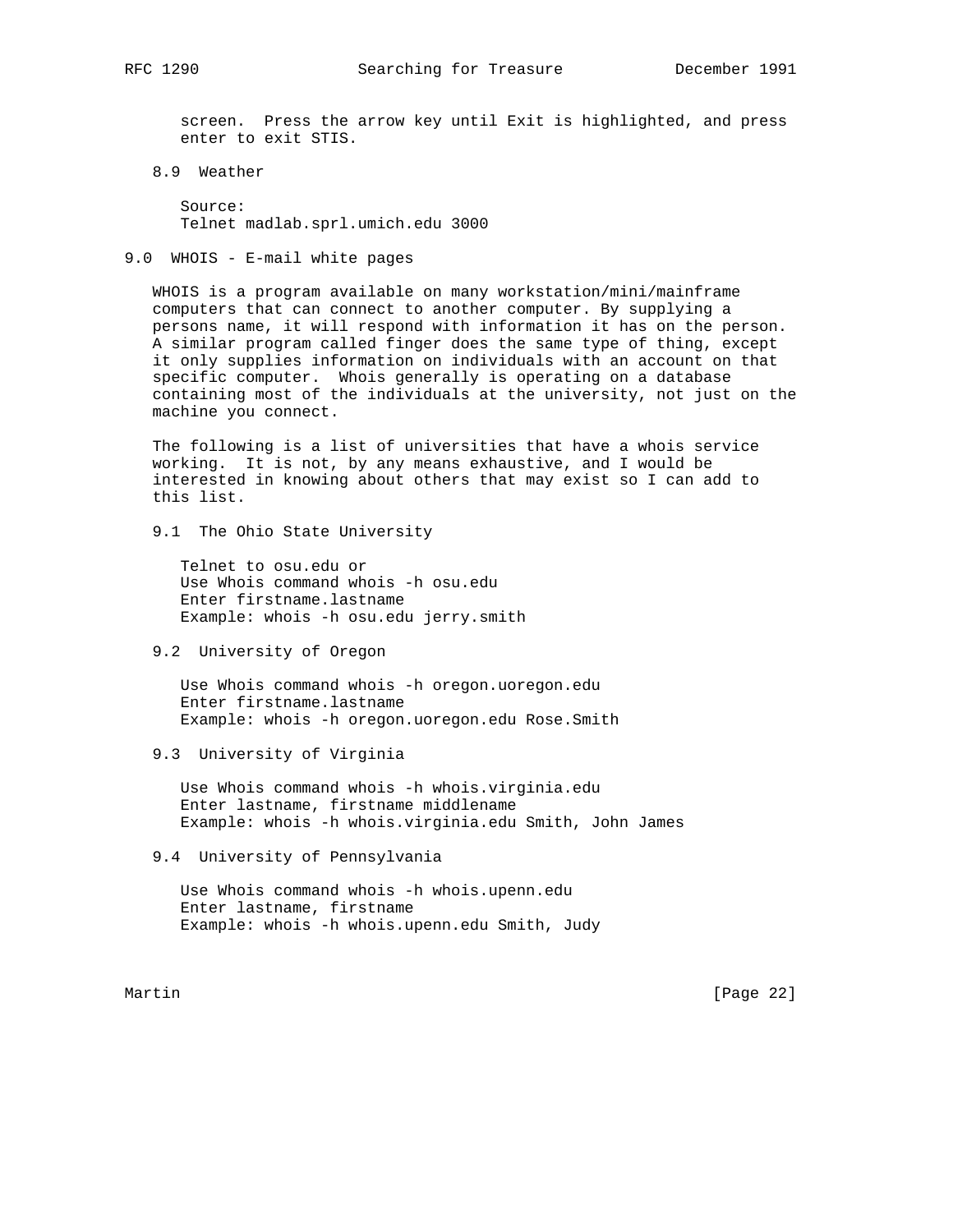screen. Press the arrow key until Exit is highlighted, and press enter to exit STIS.

### 8.9 Weather

Source:
Telnet madlab.sprl.umich.edu 3000

## 9.0 WHOIS - E-mail white pages

WHOIS is a program available on many workstation/mini/mainframe computers that can connect to another computer. By supplying a persons name, it will respond with information it has on the person. A similar program called finger does the same type of thing, except it only supplies information on individuals with an account on that specific computer. Whois generally is operating on a database containing most of the individuals at the university, not just on the machine you connect.

The following is a list of universities that have a whois service working. It is not, by any means exhaustive, and I would be interested in knowing about others that may exist so I can add to this list.

### 9.1 The Ohio State University

Telnet to osu.edu or
Use Whois command whois -h osu.edu
Enter firstname.lastname
Example: whois -h osu.edu jerry.smith

### 9.2 University of Oregon

Use Whois command whois -h oregon.uoregon.edu
Enter firstname.lastname
Example: whois -h oregon.uoregon.edu Rose.Smith

### 9.3 University of Virginia

Use Whois command whois -h whois.virginia.edu
Enter lastname, firstname middlename
Example: whois -h whois.virginia.edu Smith, John James

### 9.4 University of Pennsylvania

Use Whois command whois -h whois.upenn.edu
Enter lastname, firstname
Example: whois -h whois.upenn.edu Smith, Judy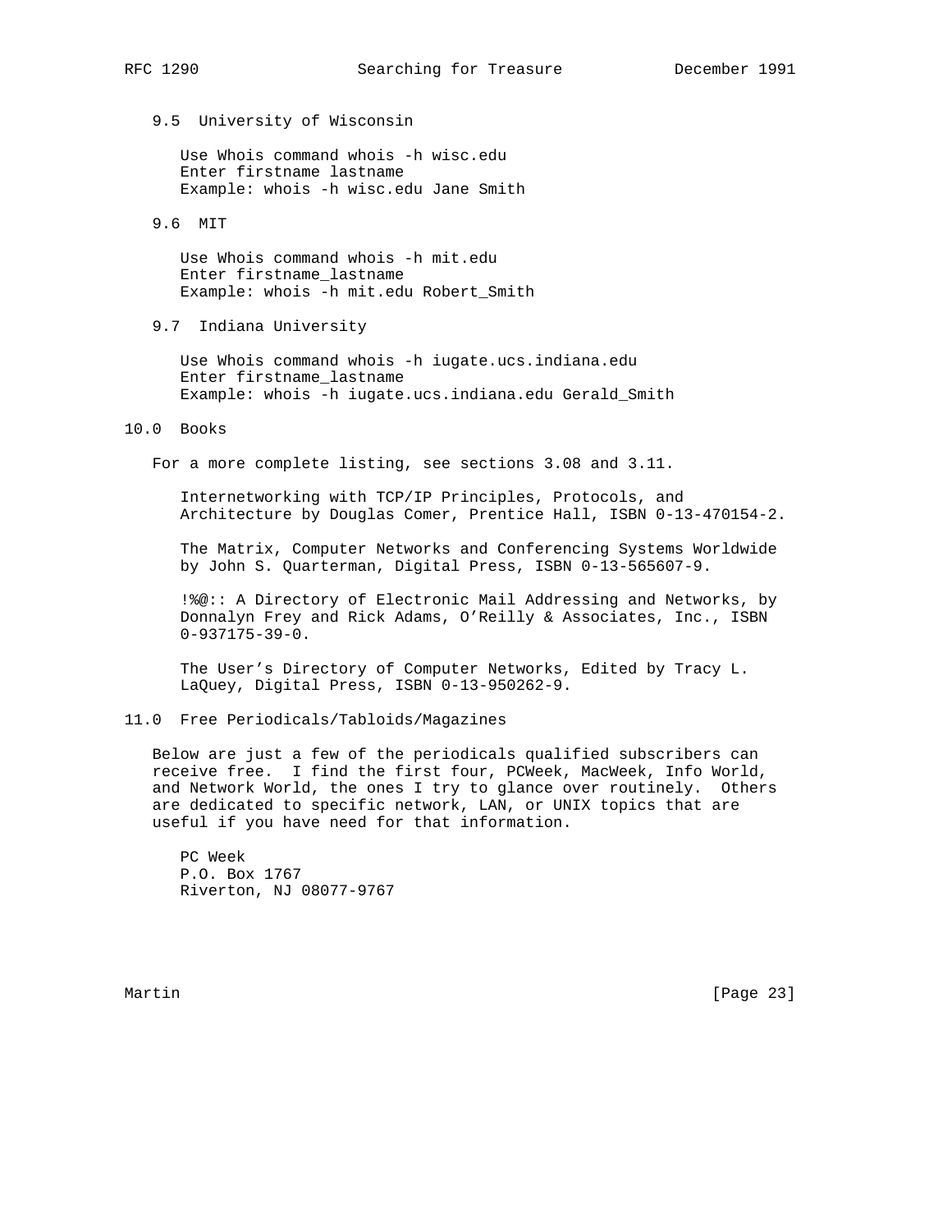### 9.5 University of Wisconsin

Use Whois command whois -h wisc.edu
Enter firstname lastname
Example: whois -h wisc.edu Jane Smith

### 9.6 MIT

Use Whois command whois -h mit.edu
Enter firstname_lastname
Example: whois -h mit.edu Robert_Smith

### 9.7 Indiana University

Use Whois command whois -h iugate.ucs.indiana.edu
Enter firstname_lastname
Example: whois -h iugate.ucs.indiana.edu Gerald_Smith

## 10.0 Books

For a more complete listing, see sections 3.08 and 3.11.

Internetworking with TCP/IP Principles, Protocols, and Architecture by Douglas Comer, Prentice Hall, ISBN 0-13-470154-2.

The Matrix, Computer Networks and Conferencing Systems Worldwide by John S. Quarterman, Digital Press, ISBN 0-13-565607-9.

!%@:: A Directory of Electronic Mail Addressing and Networks, by Donnalyn Frey and Rick Adams, O'Reilly & Associates, Inc., ISBN 0-937175-39-0.

The User's Directory of Computer Networks, Edited by Tracy L. LaQuey, Digital Press, ISBN 0-13-950262-9.

## 11.0 Free Periodicals/Tabloids/Magazines

Below are just a few of the periodicals qualified subscribers can receive free. I find the first four, PCWeek, MacWeek, Info World, and Network World, the ones I try to glance over routinely. Others are dedicated to specific network, LAN, or UNIX topics that are useful if you have need for that information.

PC Week
P.O. Box 1767
Riverton, NJ 08077-9767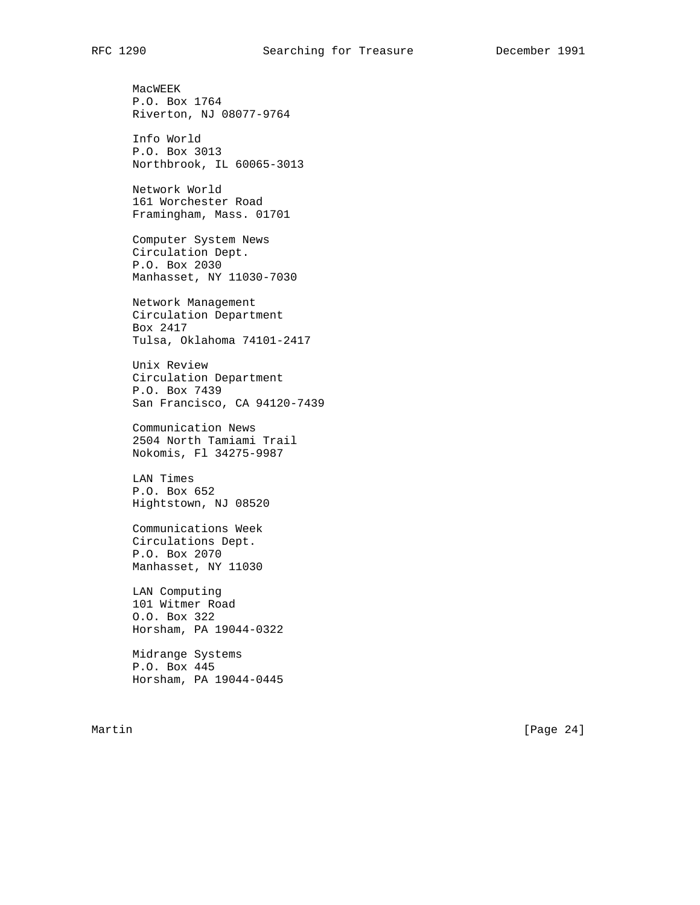MacWEEK
P.O. Box 1764
Riverton, NJ 08077-9764

Info World
P.O. Box 3013
Northbrook, IL 60065-3013

Network World
161 Worchester Road
Framingham, Mass. 01701

Computer System News
Circulation Dept.
P.O. Box 2030
Manhasset, NY 11030-7030

Network Management
Circulation Department
Box 2417
Tulsa, Oklahoma 74101-2417

Unix Review
Circulation Department
P.O. Box 7439
San Francisco, CA 94120-7439

Communication News
2504 North Tamiami Trail
Nokomis, Fl 34275-9987

LAN Times
P.O. Box 652
Hightstown, NJ 08520

Communications Week
Circulations Dept.
P.O. Box 2070
Manhasset, NY 11030

LAN Computing
101 Witmer Road
O.O. Box 322
Horsham, PA 19044-0322

Midrange Systems
P.O. Box 445
Horsham, PA 19044-0445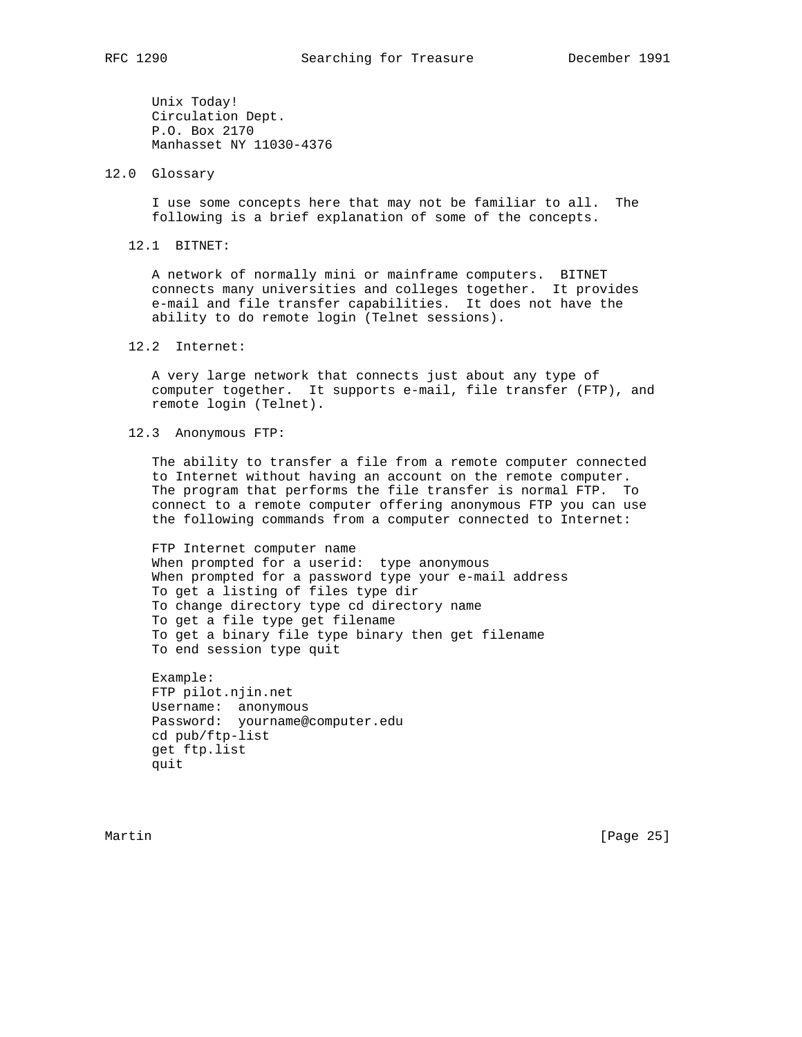Unix Today!
Circulation Dept.
P.O. Box 2170
Manhasset NY 11030-4376

## 12.0 Glossary

I use some concepts here that may not be familiar to all. The following is a brief explanation of some of the concepts.

### 12.1 BITNET:

A network of normally mini or mainframe computers. BITNET connects many universities and colleges together. It provides e-mail and file transfer capabilities. It does not have the ability to do remote login (Telnet sessions).

### 12.2 Internet:

A very large network that connects just about any type of computer together. It supports e-mail, file transfer (FTP), and remote login (Telnet).

### 12.3 Anonymous FTP:

The ability to transfer a file from a remote computer connected to Internet without having an account on the remote computer. The program that performs the file transfer is normal FTP. To connect to a remote computer offering anonymous FTP you can use the following commands from a computer connected to Internet:

```
FTP Internet computer name
When prompted for a userid:  type anonymous
When prompted for a password type your e-mail address
To get a listing of files type dir
To change directory type cd directory name
To get a file type get filename
To get a binary file type binary then get filename
To end session type quit
```

Example:

```
FTP pilot.njin.net
Username:  anonymous
Password:  yourname@computer.edu
cd pub/ftp-list
get ftp.list
quit
```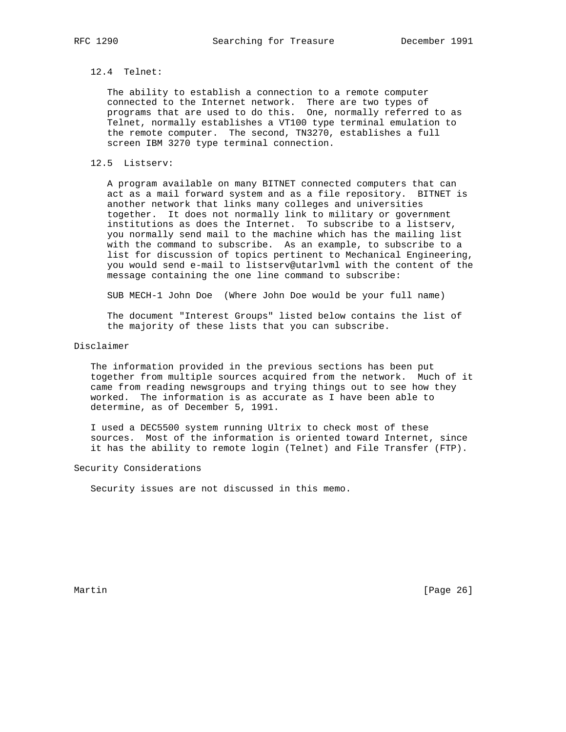### 12.4 Telnet:

The ability to establish a connection to a remote computer connected to the Internet network. There are two types of programs that are used to do this. One, normally referred to as Telnet, normally establishes a VT100 type terminal emulation to the remote computer. The second, TN3270, establishes a full screen IBM 3270 type terminal connection.

### 12.5 Listserv:

A program available on many BITNET connected computers that can act as a mail forward system and as a file repository. BITNET is another network that links many colleges and universities together. It does not normally link to military or government institutions as does the Internet. To subscribe to a listserv, you normally send mail to the machine which has the mailing list with the command to subscribe. As an example, to subscribe to a list for discussion of topics pertinent to Mechanical Engineering, you would send e-mail to listserv@utarlvml with the content of the message containing the one line command to subscribe:

SUB MECH-1 John Doe (Where John Doe would be your full name)

The document "Interest Groups" listed below contains the list of the majority of these lists that you can subscribe.

## Disclaimer

The information provided in the previous sections has been put together from multiple sources acquired from the network. Much of it came from reading newsgroups and trying things out to see how they worked. The information is as accurate as I have been able to determine, as of December 5, 1991.

I used a DEC5500 system running Ultrix to check most of these sources. Most of the information is oriented toward Internet, since it has the ability to remote login (Telnet) and File Transfer (FTP).

## Security Considerations

Security issues are not discussed in this memo.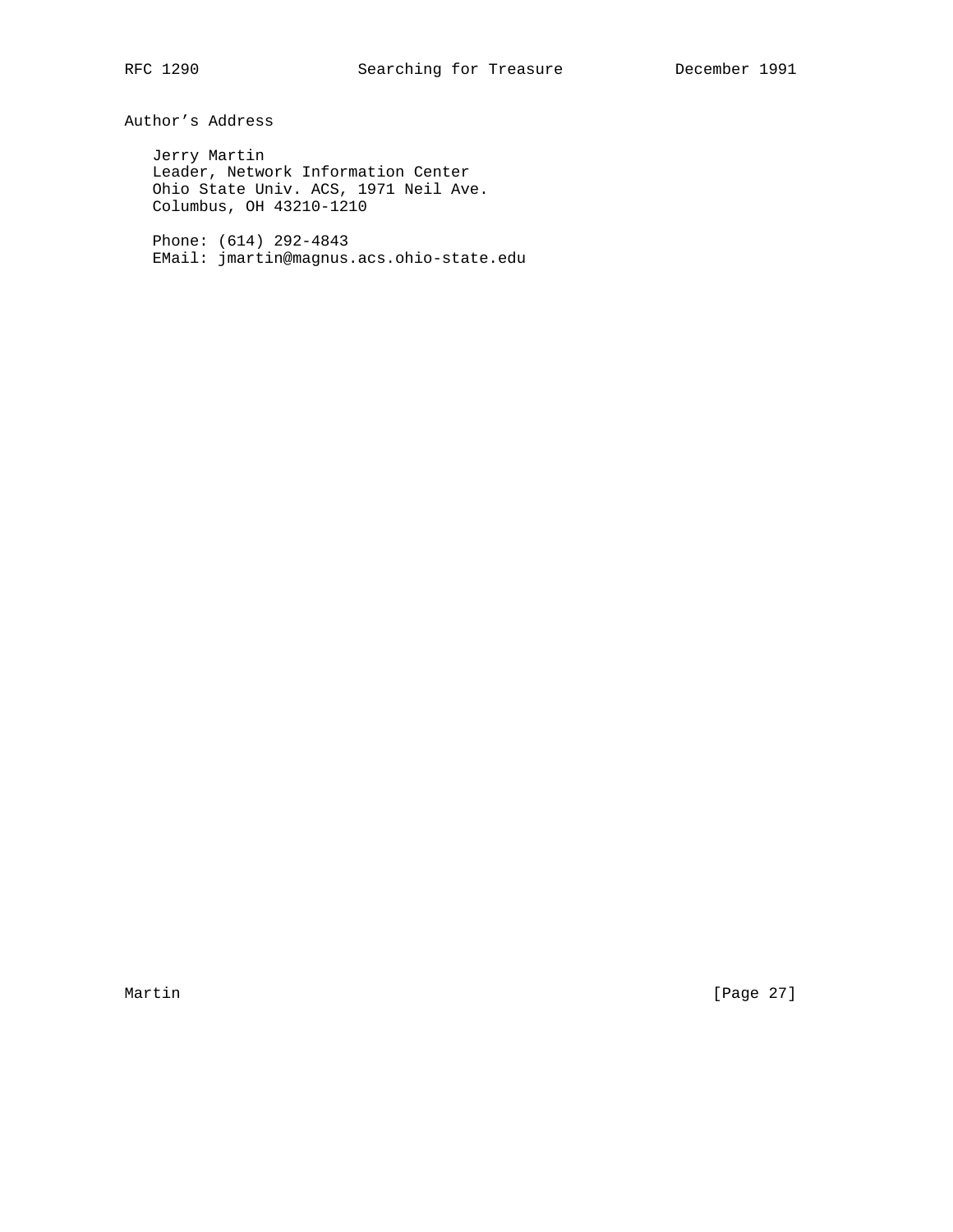## Author's Address

Jerry Martin
Leader, Network Information Center
Ohio State Univ. ACS, 1971 Neil Ave.
Columbus, OH 43210-1210

Phone: (614) 292-4843
EMail: jmartin@magnus.acs.ohio-state.edu